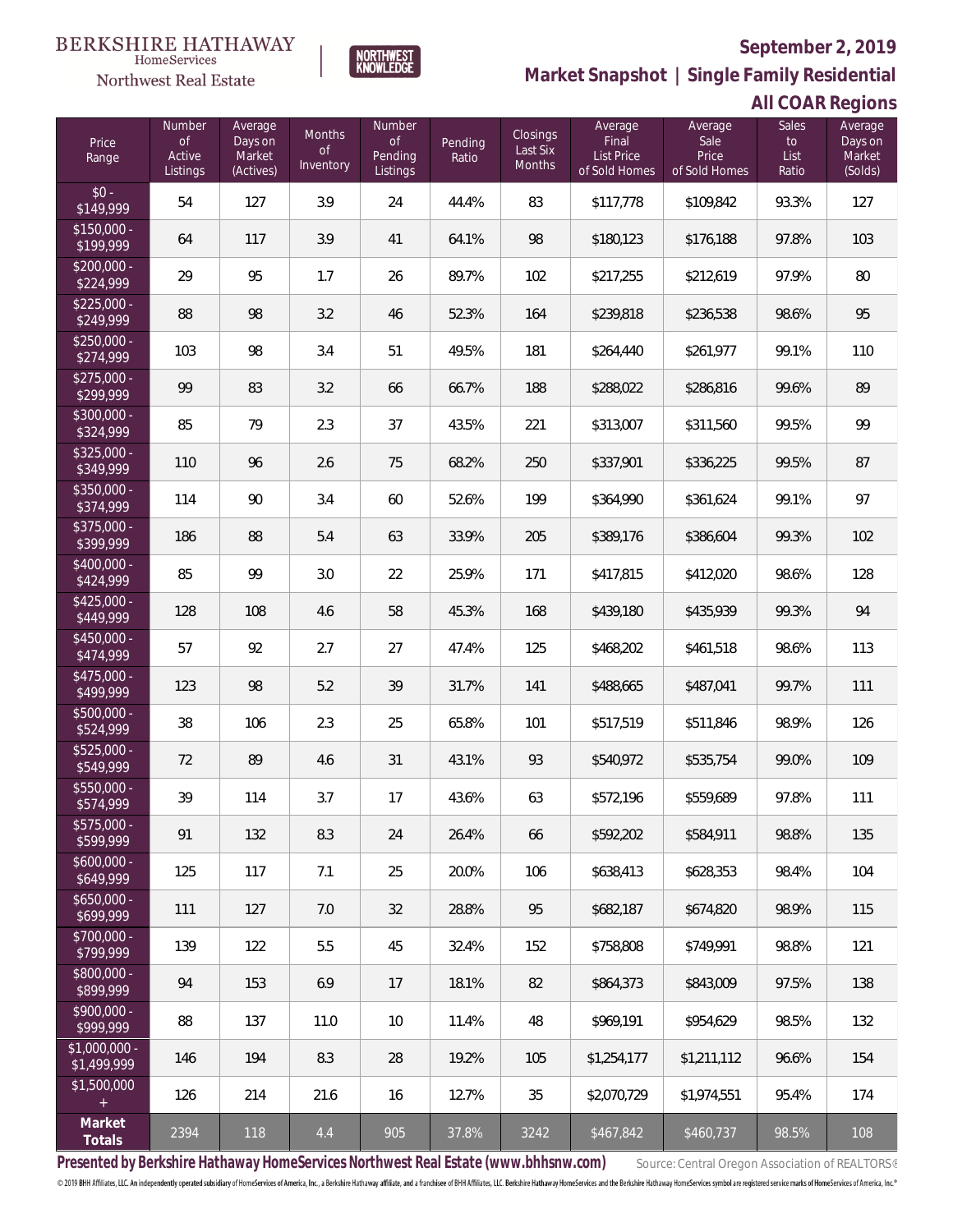BERKSHIRE HATHAWAY HomeServices Northwest Real Estate

NORTHWEST KNOWLEDGE

**September 2, 2019**

**Market Snapshot | Single Family Residential**

**All COAR Regions**

| Price Range | Number of Active Listings | Average Days on Market (Actives) | Months of Inventory | Number of Pending Listings | Pending Ratio | Closings Last Six Months | Average Final List Price of Sold Homes | Average Sale Price of Sold Homes | Sales to List Ratio | Average Days on Market (Solds) |
|---|---|---|---|---|---|---|---|---|---|---|
| $0 - $149,999 | 54 | 127 | 3.9 | 24 | 44.4% | 83 | $117,778 | $109,842 | 93.3% | 127 |
| $150,000 - $199,999 | 64 | 117 | 3.9 | 41 | 64.1% | 98 | $180,123 | $176,188 | 97.8% | 103 |
| $200,000 - $224,999 | 29 | 95 | 1.7 | 26 | 89.7% | 102 | $217,255 | $212,619 | 97.9% | 80 |
| $225,000 - $249,999 | 88 | 98 | 3.2 | 46 | 52.3% | 164 | $239,818 | $236,538 | 98.6% | 95 |
| $250,000 - $274,999 | 103 | 98 | 3.4 | 51 | 49.5% | 181 | $264,440 | $261,977 | 99.1% | 110 |
| $275,000 - $299,999 | 99 | 83 | 3.2 | 66 | 66.7% | 188 | $288,022 | $286,816 | 99.6% | 89 |
| $300,000 - $324,999 | 85 | 79 | 2.3 | 37 | 43.5% | 221 | $313,007 | $311,560 | 99.5% | 99 |
| $325,000 - $349,999 | 110 | 96 | 2.6 | 75 | 68.2% | 250 | $337,901 | $336,225 | 99.5% | 87 |
| $350,000 - $374,999 | 114 | 90 | 3.4 | 60 | 52.6% | 199 | $364,990 | $361,624 | 99.1% | 97 |
| $375,000 - $399,999 | 186 | 88 | 5.4 | 63 | 33.9% | 205 | $389,176 | $386,604 | 99.3% | 102 |
| $400,000 - $424,999 | 85 | 99 | 3.0 | 22 | 25.9% | 171 | $417,815 | $412,020 | 98.6% | 128 |
| $425,000 - $449,999 | 128 | 108 | 4.6 | 58 | 45.3% | 168 | $439,180 | $435,939 | 99.3% | 94 |
| $450,000 - $474,999 | 57 | 92 | 2.7 | 27 | 47.4% | 125 | $468,202 | $461,518 | 98.6% | 113 |
| $475,000 - $499,999 | 123 | 98 | 5.2 | 39 | 31.7% | 141 | $488,665 | $487,041 | 99.7% | 111 |
| $500,000 - $524,999 | 38 | 106 | 2.3 | 25 | 65.8% | 101 | $517,519 | $511,846 | 98.9% | 126 |
| $525,000 - $549,999 | 72 | 89 | 4.6 | 31 | 43.1% | 93 | $540,972 | $535,754 | 99.0% | 109 |
| $550,000 - $574,999 | 39 | 114 | 3.7 | 17 | 43.6% | 63 | $572,196 | $559,689 | 97.8% | 111 |
| $575,000 - $599,999 | 91 | 132 | 8.3 | 24 | 26.4% | 66 | $592,202 | $584,911 | 98.8% | 135 |
| $600,000 - $649,999 | 125 | 117 | 7.1 | 25 | 20.0% | 106 | $638,413 | $628,353 | 98.4% | 104 |
| $650,000 - $699,999 | 111 | 127 | 7.0 | 32 | 28.8% | 95 | $682,187 | $674,820 | 98.9% | 115 |
| $700,000 - $799,999 | 139 | 122 | 5.5 | 45 | 32.4% | 152 | $758,808 | $749,991 | 98.8% | 121 |
| $800,000 - $899,999 | 94 | 153 | 6.9 | 17 | 18.1% | 82 | $864,373 | $843,009 | 97.5% | 138 |
| $900,000 - $999,999 | 88 | 137 | 11.0 | 10 | 11.4% | 48 | $969,191 | $954,629 | 98.5% | 132 |
| $1,000,000 - $1,499,999 | 146 | 194 | 8.3 | 28 | 19.2% | 105 | $1,254,177 | $1,211,112 | 96.6% | 154 |
| $1,500,000 + | 126 | 214 | 21.6 | 16 | 12.7% | 35 | $2,070,729 | $1,974,551 | 95.4% | 174 |
| **Market Totals** | 2394 | 118 | 4.4 | 905 | 37.8% | 3242 | $467,842 | $460,737 | 98.5% | 108 |

**Presented by Berkshire Hathaway HomeServices Northwest Real Estate (www.bhhsnw.com)** Source: Central Oregon Association of REALTORS®

© 2019 BHH Affiliates, LLC. An independently operated subsidiary of HomeServices of America, Inc., a Berkshire Hathaway affiliate, and a franchisee of BHH Affiliates, LLC. Berkshire Hathaway HomeServices and the Berkshire Hathaway HomeServices symbol are registered service marks of HomeServices of America, Inc.®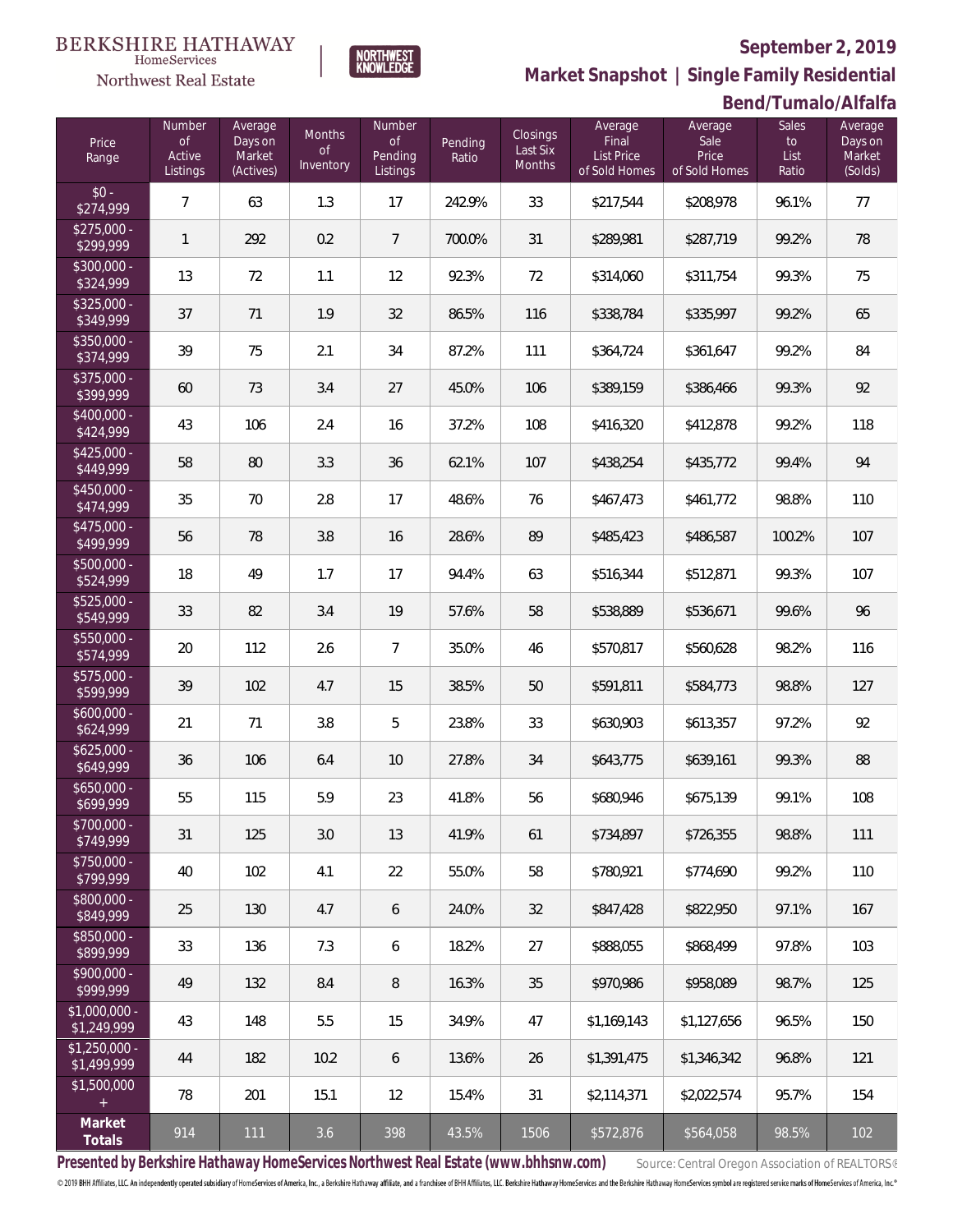BERKSHIRE HATHAWAY HomeServices Northwest Real Estate

NORTHWEST KNOWLEDGE

**September 2, 2019**

## Market Snapshot | Single Family Residential

## Bend/Tumalo/Alfalfa

| Price Range | Number of Active Listings | Average Days on Market (Actives) | Months of Inventory | Number of Pending Listings | Pending Ratio | Closings Last Six Months | Average Final List Price of Sold Homes | Average Sale Price of Sold Homes | Sales to List Ratio | Average Days on Market (Solds) |
|---|---|---|---|---|---|---|---|---|---|---|
| $0 - $274,999 | 7 | 63 | 1.3 | 17 | 242.9% | 33 | $217,544 | $208,978 | 96.1% | 77 |
| $275,000 - $299,999 | 1 | 292 | 0.2 | 7 | 700.0% | 31 | $289,981 | $287,719 | 99.2% | 78 |
| $300,000 - $324,999 | 13 | 72 | 1.1 | 12 | 92.3% | 72 | $314,060 | $311,754 | 99.3% | 75 |
| $325,000 - $349,999 | 37 | 71 | 1.9 | 32 | 86.5% | 116 | $338,784 | $335,997 | 99.2% | 65 |
| $350,000 - $374,999 | 39 | 75 | 2.1 | 34 | 87.2% | 111 | $364,724 | $361,647 | 99.2% | 84 |
| $375,000 - $399,999 | 60 | 73 | 3.4 | 27 | 45.0% | 106 | $389,159 | $386,466 | 99.3% | 92 |
| $400,000 - $424,999 | 43 | 106 | 2.4 | 16 | 37.2% | 108 | $416,320 | $412,878 | 99.2% | 118 |
| $425,000 - $449,999 | 58 | 80 | 3.3 | 36 | 62.1% | 107 | $438,254 | $435,772 | 99.4% | 94 |
| $450,000 - $474,999 | 35 | 70 | 2.8 | 17 | 48.6% | 76 | $467,473 | $461,772 | 98.8% | 110 |
| $475,000 - $499,999 | 56 | 78 | 3.8 | 16 | 28.6% | 89 | $485,423 | $486,587 | 100.2% | 107 |
| $500,000 - $524,999 | 18 | 49 | 1.7 | 17 | 94.4% | 63 | $516,344 | $512,871 | 99.3% | 107 |
| $525,000 - $549,999 | 33 | 82 | 3.4 | 19 | 57.6% | 58 | $538,889 | $536,671 | 99.6% | 96 |
| $550,000 - $574,999 | 20 | 112 | 2.6 | 7 | 35.0% | 46 | $570,817 | $560,628 | 98.2% | 116 |
| $575,000 - $599,999 | 39 | 102 | 4.7 | 15 | 38.5% | 50 | $591,811 | $584,773 | 98.8% | 127 |
| $600,000 - $624,999 | 21 | 71 | 3.8 | 5 | 23.8% | 33 | $630,903 | $613,357 | 97.2% | 92 |
| $625,000 - $649,999 | 36 | 106 | 6.4 | 10 | 27.8% | 34 | $643,775 | $639,161 | 99.3% | 88 |
| $650,000 - $699,999 | 55 | 115 | 5.9 | 23 | 41.8% | 56 | $680,946 | $675,139 | 99.1% | 108 |
| $700,000 - $749,999 | 31 | 125 | 3.0 | 13 | 41.9% | 61 | $734,897 | $726,355 | 98.8% | 111 |
| $750,000 - $799,999 | 40 | 102 | 4.1 | 22 | 55.0% | 58 | $780,921 | $774,690 | 99.2% | 110 |
| $800,000 - $849,999 | 25 | 130 | 4.7 | 6 | 24.0% | 32 | $847,428 | $822,950 | 97.1% | 167 |
| $850,000 - $899,999 | 33 | 136 | 7.3 | 6 | 18.2% | 27 | $888,055 | $868,499 | 97.8% | 103 |
| $900,000 - $999,999 | 49 | 132 | 8.4 | 8 | 16.3% | 35 | $970,986 | $958,089 | 98.7% | 125 |
| $1,000,000 - $1,249,999 | 43 | 148 | 5.5 | 15 | 34.9% | 47 | $1,169,143 | $1,127,656 | 96.5% | 150 |
| $1,250,000 - $1,499,999 | 44 | 182 | 10.2 | 6 | 13.6% | 26 | $1,391,475 | $1,346,342 | 96.8% | 121 |
| $1,500,000 + | 78 | 201 | 15.1 | 12 | 15.4% | 31 | $2,114,371 | $2,022,574 | 95.7% | 154 |
| **Market Totals** | 914 | 111 | 3.6 | 398 | 43.5% | 1506 | $572,876 | $564,058 | 98.5% | 102 |

**Presented by Berkshire Hathaway HomeServices Northwest Real Estate (www.bhhsnw.com)** Source: Central Oregon Association of REALTORS®

© 2019 BHH Affiliates, LLC. An independently operated subsidiary of HomeServices of America, Inc., a Berkshire Hathaway affiliate, and a franchisee of BHH Affiliates, LLC. Berkshire Hathaway HomeServices and the Berkshire Hathaway HomeServices symbol are registered service marks of HomeServices of America, Inc.®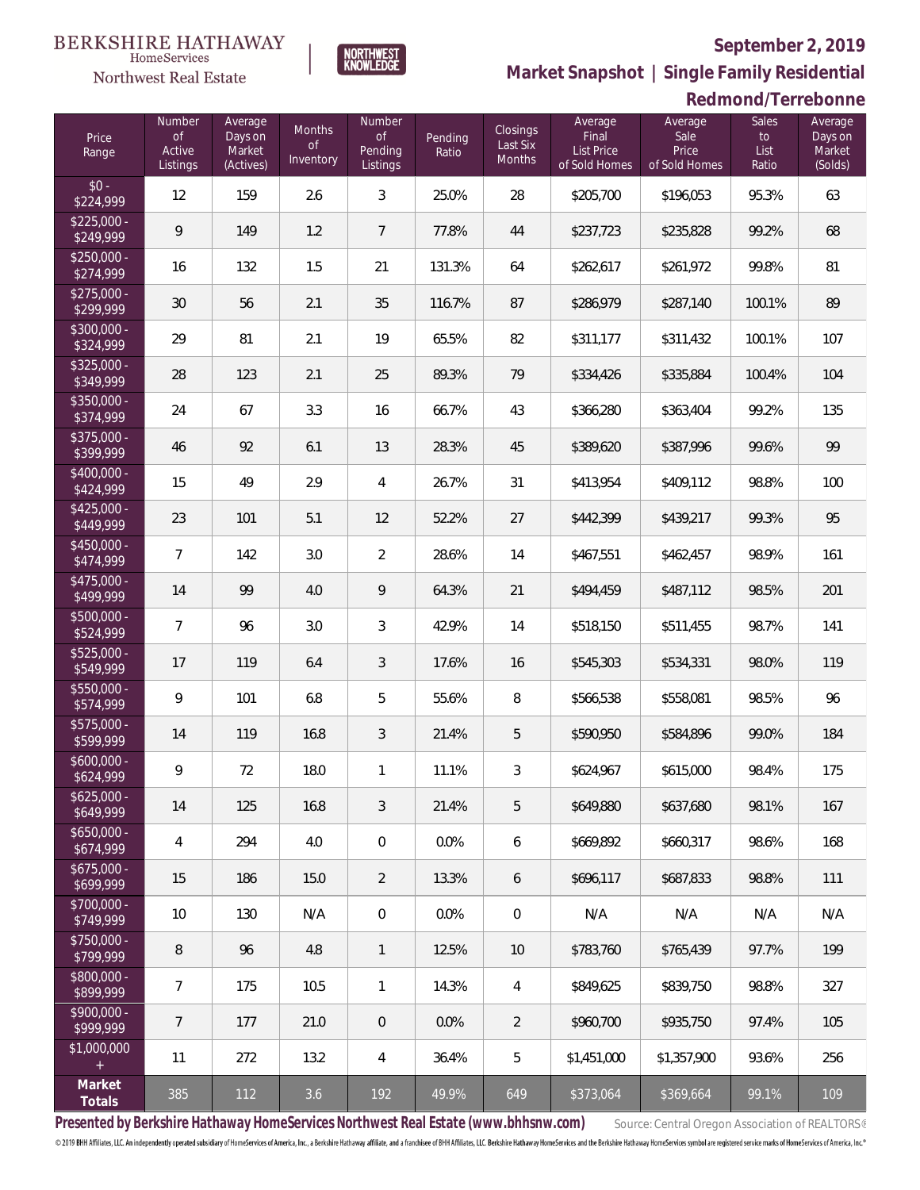BERKSHIRE HATHAWAY HomeServices Northwest Real Estate

NORTHWEST KNOWLEDGE

**September 2, 2019**

## Market Snapshot | Single Family Residential

## Redmond/Terrebonne

| Price Range | Number of Active Listings | Average Days on Market (Actives) | Months of Inventory | Number of Pending Listings | Pending Ratio | Closings Last Six Months | Average Final List Price of Sold Homes | Average Sale Price of Sold Homes | Sales to List Ratio | Average Days on Market (Solds) |
|---|---|---|---|---|---|---|---|---|---|---|
| $0 - $224,999 | 12 | 159 | 2.6 | 3 | 25.0% | 28 | $205,700 | $196,053 | 95.3% | 63 |
| $225,000 - $249,999 | 9 | 149 | 1.2 | 7 | 77.8% | 44 | $237,723 | $235,828 | 99.2% | 68 |
| $250,000 - $274,999 | 16 | 132 | 1.5 | 21 | 131.3% | 64 | $262,617 | $261,972 | 99.8% | 81 |
| $275,000 - $299,999 | 30 | 56 | 2.1 | 35 | 116.7% | 87 | $286,979 | $287,140 | 100.1% | 89 |
| $300,000 - $324,999 | 29 | 81 | 2.1 | 19 | 65.5% | 82 | $311,177 | $311,432 | 100.1% | 107 |
| $325,000 - $349,999 | 28 | 123 | 2.1 | 25 | 89.3% | 79 | $334,426 | $335,884 | 100.4% | 104 |
| $350,000 - $374,999 | 24 | 67 | 3.3 | 16 | 66.7% | 43 | $366,280 | $363,404 | 99.2% | 135 |
| $375,000 - $399,999 | 46 | 92 | 6.1 | 13 | 28.3% | 45 | $389,620 | $387,996 | 99.6% | 99 |
| $400,000 - $424,999 | 15 | 49 | 2.9 | 4 | 26.7% | 31 | $413,954 | $409,112 | 98.8% | 100 |
| $425,000 - $449,999 | 23 | 101 | 5.1 | 12 | 52.2% | 27 | $442,399 | $439,217 | 99.3% | 95 |
| $450,000 - $474,999 | 7 | 142 | 3.0 | 2 | 28.6% | 14 | $467,551 | $462,457 | 98.9% | 161 |
| $475,000 - $499,999 | 14 | 99 | 4.0 | 9 | 64.3% | 21 | $494,459 | $487,112 | 98.5% | 201 |
| $500,000 - $524,999 | 7 | 96 | 3.0 | 3 | 42.9% | 14 | $518,150 | $511,455 | 98.7% | 141 |
| $525,000 - $549,999 | 17 | 119 | 6.4 | 3 | 17.6% | 16 | $545,303 | $534,331 | 98.0% | 119 |
| $550,000 - $574,999 | 9 | 101 | 6.8 | 5 | 55.6% | 8 | $566,538 | $558,081 | 98.5% | 96 |
| $575,000 - $599,999 | 14 | 119 | 16.8 | 3 | 21.4% | 5 | $590,950 | $584,896 | 99.0% | 184 |
| $600,000 - $624,999 | 9 | 72 | 18.0 | 1 | 11.1% | 3 | $624,967 | $615,000 | 98.4% | 175 |
| $625,000 - $649,999 | 14 | 125 | 16.8 | 3 | 21.4% | 5 | $649,880 | $637,680 | 98.1% | 167 |
| $650,000 - $674,999 | 4 | 294 | 4.0 | 0 | 0.0% | 6 | $669,892 | $660,317 | 98.6% | 168 |
| $675,000 - $699,999 | 15 | 186 | 15.0 | 2 | 13.3% | 6 | $696,117 | $687,833 | 98.8% | 111 |
| $700,000 - $749,999 | 10 | 130 | N/A | 0 | 0.0% | 0 | N/A | N/A | N/A | N/A |
| $750,000 - $799,999 | 8 | 96 | 4.8 | 1 | 12.5% | 10 | $783,760 | $765,439 | 97.7% | 199 |
| $800,000 - $899,999 | 7 | 175 | 10.5 | 1 | 14.3% | 4 | $849,625 | $839,750 | 98.8% | 327 |
| $900,000 - $999,999 | 7 | 177 | 21.0 | 0 | 0.0% | 2 | $960,700 | $935,750 | 97.4% | 105 |
| $1,000,000 + | 11 | 272 | 13.2 | 4 | 36.4% | 5 | $1,451,000 | $1,357,900 | 93.6% | 256 |
| **Market Totals** | 385 | 112 | 3.6 | 192 | 49.9% | 649 | $373,064 | $369,664 | 99.1% | 109 |

**Presented by Berkshire Hathaway HomeServices Northwest Real Estate (www.bhhsnw.com)** Source: Central Oregon Association of REALTORS®

© 2019 BHH Affiliates, LLC. An independently operated subsidiary of HomeServices of America, Inc., a Berkshire Hathaway affiliate, and a franchisee of BHH Affiliates, LLC. Berkshire Hathaway HomeServices and the Berkshire Hathaway HomeServices symbol are registered service marks of HomeServices of America, Inc.®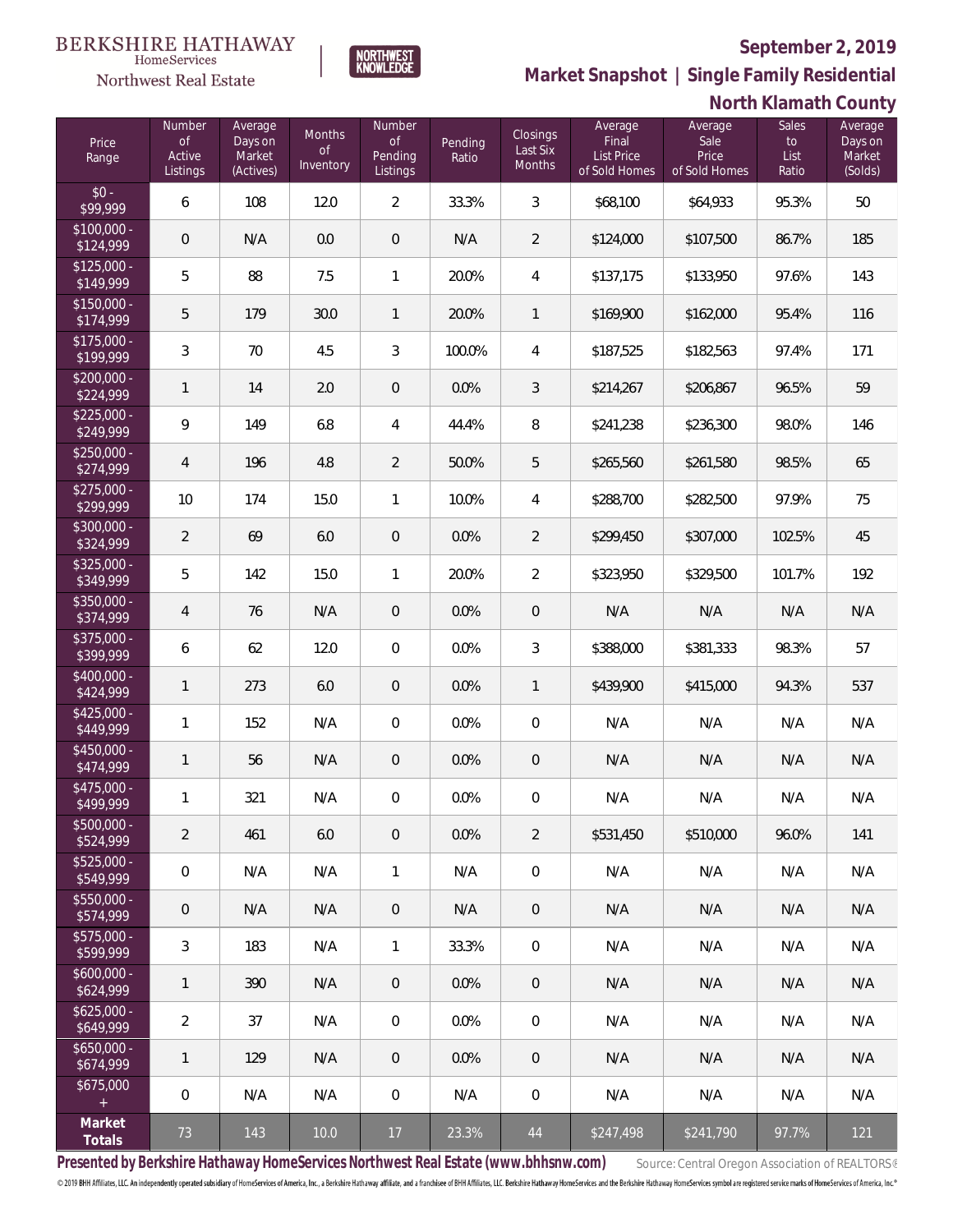BERKSHIRE HATHAWAY HomeServices Northwest Real Estate

NORTHWEST KNOWLEDGE

**September 2, 2019**

**Market Snapshot | Single Family Residential**

**North Klamath County**

| Price Range | Number of Active Listings | Average Days on Market (Actives) | Months of Inventory | Number of Pending Listings | Pending Ratio | Closings Last Six Months | Average Final List Price of Sold Homes | Average Sale Price of Sold Homes | Sales to List Ratio | Average Days on Market (Solds) |
|---|---|---|---|---|---|---|---|---|---|---|
| $0 - $99,999 | 6 | 108 | 12.0 | 2 | 33.3% | 3 | $68,100 | $64,933 | 95.3% | 50 |
| $100,000 - $124,999 | 0 | N/A | 0.0 | 0 | N/A | 2 | $124,000 | $107,500 | 86.7% | 185 |
| $125,000 - $149,999 | 5 | 88 | 7.5 | 1 | 20.0% | 4 | $137,175 | $133,950 | 97.6% | 143 |
| $150,000 - $174,999 | 5 | 179 | 30.0 | 1 | 20.0% | 1 | $169,900 | $162,000 | 95.4% | 116 |
| $175,000 - $199,999 | 3 | 70 | 4.5 | 3 | 100.0% | 4 | $187,525 | $182,563 | 97.4% | 171 |
| $200,000 - $224,999 | 1 | 14 | 2.0 | 0 | 0.0% | 3 | $214,267 | $206,867 | 96.5% | 59 |
| $225,000 - $249,999 | 9 | 149 | 6.8 | 4 | 44.4% | 8 | $241,238 | $236,300 | 98.0% | 146 |
| $250,000 - $274,999 | 4 | 196 | 4.8 | 2 | 50.0% | 5 | $265,560 | $261,580 | 98.5% | 65 |
| $275,000 - $299,999 | 10 | 174 | 15.0 | 1 | 10.0% | 4 | $288,700 | $282,500 | 97.9% | 75 |
| $300,000 - $324,999 | 2 | 69 | 6.0 | 0 | 0.0% | 2 | $299,450 | $307,000 | 102.5% | 45 |
| $325,000 - $349,999 | 5 | 142 | 15.0 | 1 | 20.0% | 2 | $323,950 | $329,500 | 101.7% | 192 |
| $350,000 - $374,999 | 4 | 76 | N/A | 0 | 0.0% | 0 | N/A | N/A | N/A | N/A |
| $375,000 - $399,999 | 6 | 62 | 12.0 | 0 | 0.0% | 3 | $388,000 | $381,333 | 98.3% | 57 |
| $400,000 - $424,999 | 1 | 273 | 6.0 | 0 | 0.0% | 1 | $439,900 | $415,000 | 94.3% | 537 |
| $425,000 - $449,999 | 1 | 152 | N/A | 0 | 0.0% | 0 | N/A | N/A | N/A | N/A |
| $450,000 - $474,999 | 1 | 56 | N/A | 0 | 0.0% | 0 | N/A | N/A | N/A | N/A |
| $475,000 - $499,999 | 1 | 321 | N/A | 0 | 0.0% | 0 | N/A | N/A | N/A | N/A |
| $500,000 - $524,999 | 2 | 461 | 6.0 | 0 | 0.0% | 2 | $531,450 | $510,000 | 96.0% | 141 |
| $525,000 - $549,999 | 0 | N/A | N/A | 1 | N/A | 0 | N/A | N/A | N/A | N/A |
| $550,000 - $574,999 | 0 | N/A | N/A | 0 | N/A | 0 | N/A | N/A | N/A | N/A |
| $575,000 - $599,999 | 3 | 183 | N/A | 1 | 33.3% | 0 | N/A | N/A | N/A | N/A |
| $600,000 - $624,999 | 1 | 390 | N/A | 0 | 0.0% | 0 | N/A | N/A | N/A | N/A |
| $625,000 - $649,999 | 2 | 37 | N/A | 0 | 0.0% | 0 | N/A | N/A | N/A | N/A |
| $650,000 - $674,999 | 1 | 129 | N/A | 0 | 0.0% | 0 | N/A | N/A | N/A | N/A |
| $675,000 + | 0 | N/A | N/A | 0 | N/A | 0 | N/A | N/A | N/A | N/A |
| **Market Totals** | 73 | 143 | 10.0 | 17 | 23.3% | 44 | $247,498 | $241,790 | 97.7% | 121 |

**Presented by Berkshire Hathaway HomeServices Northwest Real Estate (www.bhhsnw.com)** Source: Central Oregon Association of REALTORS®

© 2019 BHH Affiliates, LLC. An independently operated subsidiary of HomeServices of America, Inc., a Berkshire Hathaway affiliate, and a franchisee of BHH Affiliates, LLC. Berkshire Hathaway HomeServices and the Berkshire Hathaway HomeServices symbol are registered service marks of HomeServices of America, Inc.®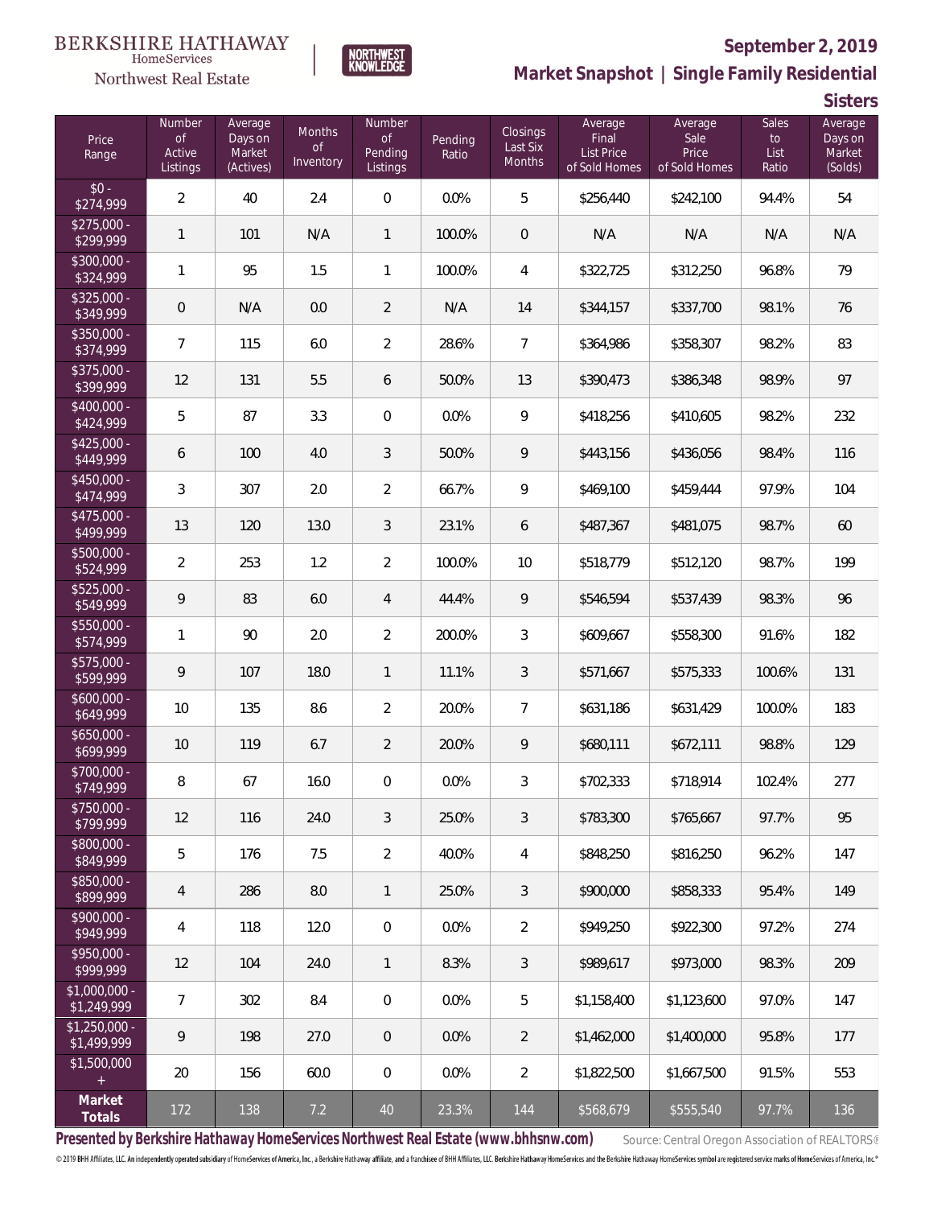BERKSHIRE HATHAWAY HomeServices Northwest Real Estate | NORTHWEST KNOWLEDGE

## September 2, 2019

## Market Snapshot | Single Family Residential

### Sisters

| Price Range | Number of Active Listings | Average Days on Market (Actives) | Months of Inventory | Number of Pending Listings | Pending Ratio | Closings Last Six Months | Average Final List Price of Sold Homes | Average Sale Price of Sold Homes | Sales to List Ratio | Average Days on Market (Solds) |
|---|---|---|---|---|---|---|---|---|---|---|
| $0 - $274,999 | 2 | 40 | 2.4 | 0 | 0.0% | 5 | $256,440 | $242,100 | 94.4% | 54 |
| $275,000 - $299,999 | 1 | 101 | N/A | 1 | 100.0% | 0 | N/A | N/A | N/A | N/A |
| $300,000 - $324,999 | 1 | 95 | 1.5 | 1 | 100.0% | 4 | $322,725 | $312,250 | 96.8% | 79 |
| $325,000 - $349,999 | 0 | N/A | 0.0 | 2 | N/A | 14 | $344,157 | $337,700 | 98.1% | 76 |
| $350,000 - $374,999 | 7 | 115 | 6.0 | 2 | 28.6% | 7 | $364,986 | $358,307 | 98.2% | 83 |
| $375,000 - $399,999 | 12 | 131 | 5.5 | 6 | 50.0% | 13 | $390,473 | $386,348 | 98.9% | 97 |
| $400,000 - $424,999 | 5 | 87 | 3.3 | 0 | 0.0% | 9 | $418,256 | $410,605 | 98.2% | 232 |
| $425,000 - $449,999 | 6 | 100 | 4.0 | 3 | 50.0% | 9 | $443,156 | $436,056 | 98.4% | 116 |
| $450,000 - $474,999 | 3 | 307 | 2.0 | 2 | 66.7% | 9 | $469,100 | $459,444 | 97.9% | 104 |
| $475,000 - $499,999 | 13 | 120 | 13.0 | 3 | 23.1% | 6 | $487,367 | $481,075 | 98.7% | 60 |
| $500,000 - $524,999 | 2 | 253 | 1.2 | 2 | 100.0% | 10 | $518,779 | $512,120 | 98.7% | 199 |
| $525,000 - $549,999 | 9 | 83 | 6.0 | 4 | 44.4% | 9 | $546,594 | $537,439 | 98.3% | 96 |
| $550,000 - $574,999 | 1 | 90 | 2.0 | 2 | 200.0% | 3 | $609,667 | $558,300 | 91.6% | 182 |
| $575,000 - $599,999 | 9 | 107 | 18.0 | 1 | 11.1% | 3 | $571,667 | $575,333 | 100.6% | 131 |
| $600,000 - $649,999 | 10 | 135 | 8.6 | 2 | 20.0% | 7 | $631,186 | $631,429 | 100.0% | 183 |
| $650,000 - $699,999 | 10 | 119 | 6.7 | 2 | 20.0% | 9 | $680,111 | $672,111 | 98.8% | 129 |
| $700,000 - $749,999 | 8 | 67 | 16.0 | 0 | 0.0% | 3 | $702,333 | $718,914 | 102.4% | 277 |
| $750,000 - $799,999 | 12 | 116 | 24.0 | 3 | 25.0% | 3 | $783,300 | $765,667 | 97.7% | 95 |
| $800,000 - $849,999 | 5 | 176 | 7.5 | 2 | 40.0% | 4 | $848,250 | $816,250 | 96.2% | 147 |
| $850,000 - $899,999 | 4 | 286 | 8.0 | 1 | 25.0% | 3 | $900,000 | $858,333 | 95.4% | 149 |
| $900,000 - $949,999 | 4 | 118 | 12.0 | 0 | 0.0% | 2 | $949,250 | $922,300 | 97.2% | 274 |
| $950,000 - $999,999 | 12 | 104 | 24.0 | 1 | 8.3% | 3 | $989,617 | $973,000 | 98.3% | 209 |
| $1,000,000 - $1,249,999 | 7 | 302 | 8.4 | 0 | 0.0% | 5 | $1,158,400 | $1,123,600 | 97.0% | 147 |
| $1,250,000 - $1,499,999 | 9 | 198 | 27.0 | 0 | 0.0% | 2 | $1,462,000 | $1,400,000 | 95.8% | 177 |
| $1,500,000 + | 20 | 156 | 60.0 | 0 | 0.0% | 2 | $1,822,500 | $1,667,500 | 91.5% | 553 |
| **Market Totals** | 172 | 138 | 7.2 | 40 | 23.3% | 144 | $568,679 | $555,540 | 97.7% | 136 |

**Presented by Berkshire Hathaway HomeServices Northwest Real Estate (www.bhhsnw.com)** Source: Central Oregon Association of REALTORS®

© 2019 BHH Affiliates, LLC. An independently operated subsidiary of HomeServices of America, Inc., a Berkshire Hathaway affiliate, and a franchisee of BHH Affiliates, LLC. Berkshire Hathaway HomeServices and the Berkshire Hathaway HomeServices symbol are registered service marks of HomeServices of America, Inc.®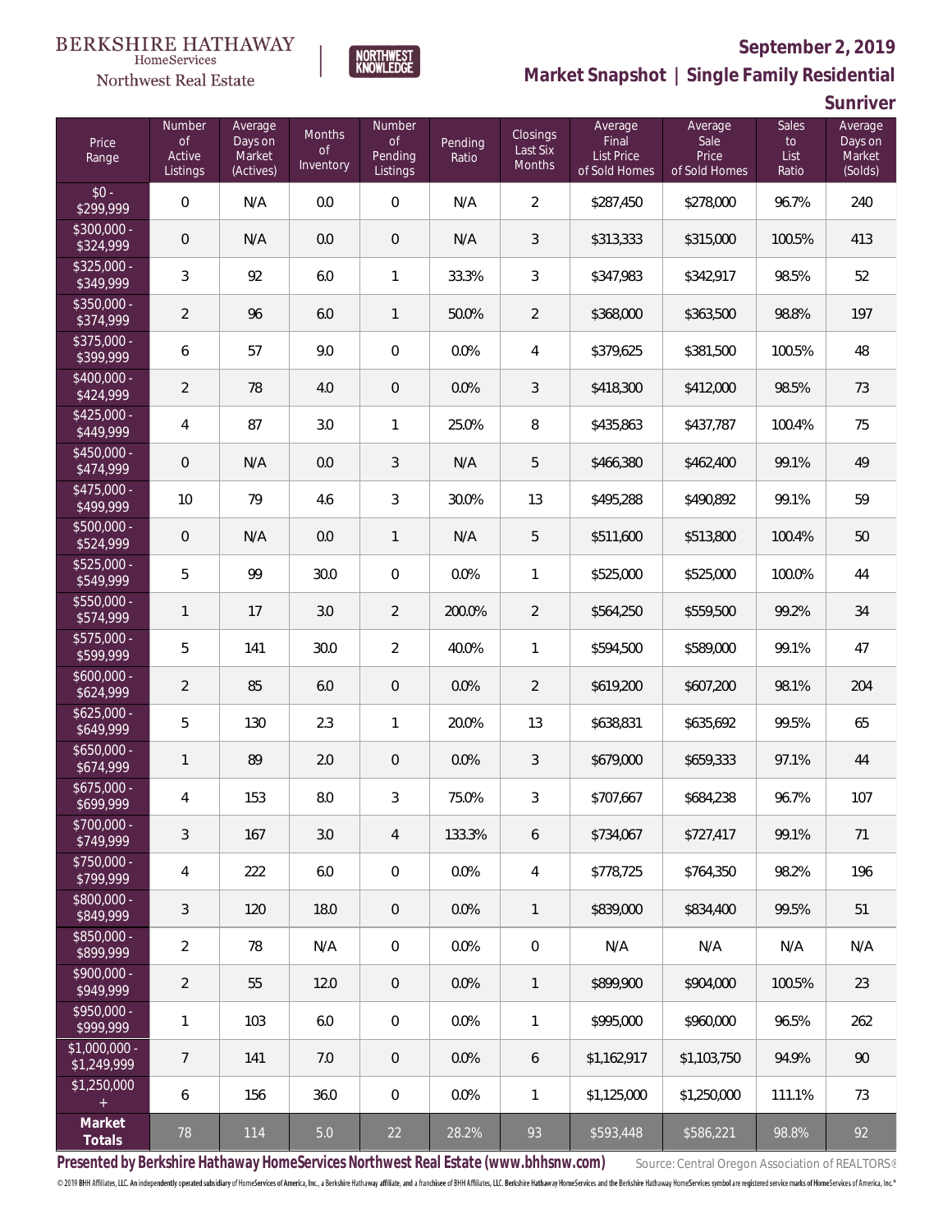BERKSHIRE HATHAWAY HomeServices Northwest Real Estate | NORTHWEST KNOWLEDGE

**September 2, 2019**

**Market Snapshot | Single Family Residential**

**Sunriver**

| Price Range | Number of Active Listings | Average Days on Market (Actives) | Months of Inventory | Number of Pending Listings | Pending Ratio | Closings Last Six Months | Average Final List Price of Sold Homes | Average Sale Price of Sold Homes | Sales to List Ratio | Average Days on Market (Solds) |
|---|---|---|---|---|---|---|---|---|---|---|
| $0 - $299,999 | 0 | N/A | 0.0 | 0 | N/A | 2 | $287,450 | $278,000 | 96.7% | 240 |
| $300,000 - $324,999 | 0 | N/A | 0.0 | 0 | N/A | 3 | $313,333 | $315,000 | 100.5% | 413 |
| $325,000 - $349,999 | 3 | 92 | 6.0 | 1 | 33.3% | 3 | $347,983 | $342,917 | 98.5% | 52 |
| $350,000 - $374,999 | 2 | 96 | 6.0 | 1 | 50.0% | 2 | $368,000 | $363,500 | 98.8% | 197 |
| $375,000 - $399,999 | 6 | 57 | 9.0 | 0 | 0.0% | 4 | $379,625 | $381,500 | 100.5% | 48 |
| $400,000 - $424,999 | 2 | 78 | 4.0 | 0 | 0.0% | 3 | $418,300 | $412,000 | 98.5% | 73 |
| $425,000 - $449,999 | 4 | 87 | 3.0 | 1 | 25.0% | 8 | $435,863 | $437,787 | 100.4% | 75 |
| $450,000 - $474,999 | 0 | N/A | 0.0 | 3 | N/A | 5 | $466,380 | $462,400 | 99.1% | 49 |
| $475,000 - $499,999 | 10 | 79 | 4.6 | 3 | 30.0% | 13 | $495,288 | $490,892 | 99.1% | 59 |
| $500,000 - $524,999 | 0 | N/A | 0.0 | 1 | N/A | 5 | $511,600 | $513,800 | 100.4% | 50 |
| $525,000 - $549,999 | 5 | 99 | 30.0 | 0 | 0.0% | 1 | $525,000 | $525,000 | 100.0% | 44 |
| $550,000 - $574,999 | 1 | 17 | 3.0 | 2 | 200.0% | 2 | $564,250 | $559,500 | 99.2% | 34 |
| $575,000 - $599,999 | 5 | 141 | 30.0 | 2 | 40.0% | 1 | $594,500 | $589,000 | 99.1% | 47 |
| $600,000 - $624,999 | 2 | 85 | 6.0 | 0 | 0.0% | 2 | $619,200 | $607,200 | 98.1% | 204 |
| $625,000 - $649,999 | 5 | 130 | 2.3 | 1 | 20.0% | 13 | $638,831 | $635,692 | 99.5% | 65 |
| $650,000 - $674,999 | 1 | 89 | 2.0 | 0 | 0.0% | 3 | $679,000 | $659,333 | 97.1% | 44 |
| $675,000 - $699,999 | 4 | 153 | 8.0 | 3 | 75.0% | 3 | $707,667 | $684,238 | 96.7% | 107 |
| $700,000 - $749,999 | 3 | 167 | 3.0 | 4 | 133.3% | 6 | $734,067 | $727,417 | 99.1% | 71 |
| $750,000 - $799,999 | 4 | 222 | 6.0 | 0 | 0.0% | 4 | $778,725 | $764,350 | 98.2% | 196 |
| $800,000 - $849,999 | 3 | 120 | 18.0 | 0 | 0.0% | 1 | $839,000 | $834,400 | 99.5% | 51 |
| $850,000 - $899,999 | 2 | 78 | N/A | 0 | 0.0% | 0 | N/A | N/A | N/A | N/A |
| $900,000 - $949,999 | 2 | 55 | 12.0 | 0 | 0.0% | 1 | $899,900 | $904,000 | 100.5% | 23 |
| $950,000 - $999,999 | 1 | 103 | 6.0 | 0 | 0.0% | 1 | $995,000 | $960,000 | 96.5% | 262 |
| $1,000,000 - $1,249,999 | 7 | 141 | 7.0 | 0 | 0.0% | 6 | $1,162,917 | $1,103,750 | 94.9% | 90 |
| $1,250,000 + | 6 | 156 | 36.0 | 0 | 0.0% | 1 | $1,125,000 | $1,250,000 | 111.1% | 73 |
| **Market Totals** | 78 | 114 | 5.0 | 22 | 28.2% | 93 | $593,448 | $586,221 | 98.8% | 92 |

**Presented by Berkshire Hathaway HomeServices Northwest Real Estate (www.bhhsnw.com)** Source: Central Oregon Association of REALTORS®

© 2019 BHH Affiliates, LLC. An independently operated subsidiary of HomeServices of America, Inc., a Berkshire Hathaway affiliate, and a franchisee of BHH Affiliates, LLC. Berkshire Hathaway HomeServices and the Berkshire Hathaway HomeServices symbol are registered service marks of HomeServices of America, Inc.®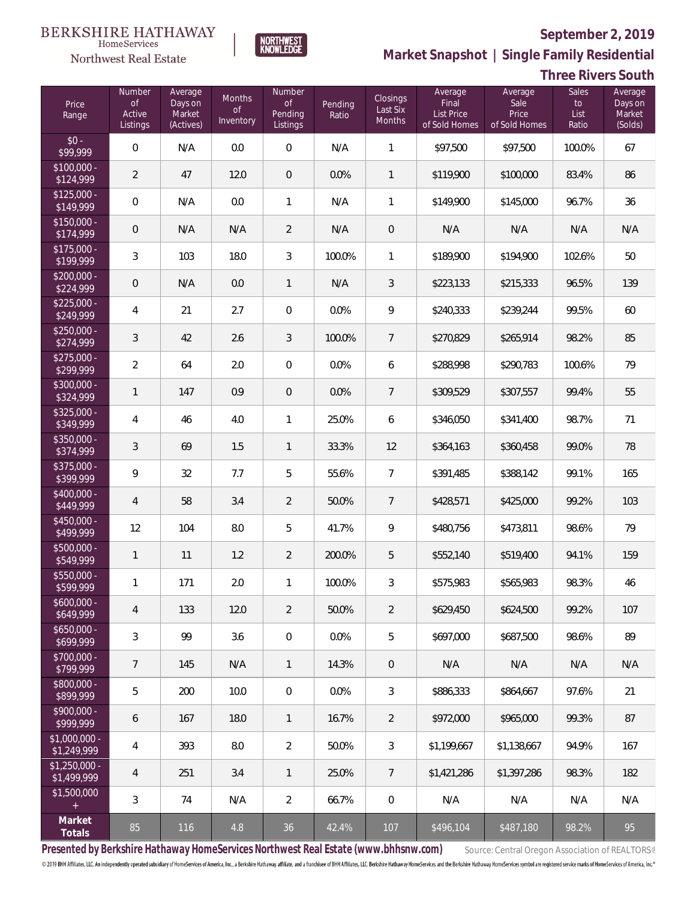BERKSHIRE HATHAWAY HomeServices Northwest Real Estate

NORTHWEST KNOWLEDGE

**September 2, 2019**

## Market Snapshot | Single Family Residential

### Three Rivers South

| Price Range | Number of Active Listings | Average Days on Market (Actives) | Months of Inventory | Number of Pending Listings | Pending Ratio | Closings Last Six Months | Average Final List Price of Sold Homes | Average Sale Price of Sold Homes | Sales to List Ratio | Average Days on Market (Solds) |
|---|---|---|---|---|---|---|---|---|---|---|
| $0 - $99,999 | 0 | N/A | 0.0 | 0 | N/A | 1 | $97,500 | $97,500 | 100.0% | 67 |
| $100,000 - $124,999 | 2 | 47 | 12.0 | 0 | 0.0% | 1 | $119,900 | $100,000 | 83.4% | 86 |
| $125,000 - $149,999 | 0 | N/A | 0.0 | 1 | N/A | 1 | $149,900 | $145,000 | 96.7% | 36 |
| $150,000 - $174,999 | 0 | N/A | N/A | 2 | N/A | 0 | N/A | N/A | N/A | N/A |
| $175,000 - $199,999 | 3 | 103 | 18.0 | 3 | 100.0% | 1 | $189,900 | $194,900 | 102.6% | 50 |
| $200,000 - $224,999 | 0 | N/A | 0.0 | 1 | N/A | 3 | $223,133 | $215,333 | 96.5% | 139 |
| $225,000 - $249,999 | 4 | 21 | 2.7 | 0 | 0.0% | 9 | $240,333 | $239,244 | 99.5% | 60 |
| $250,000 - $274,999 | 3 | 42 | 2.6 | 3 | 100.0% | 7 | $270,829 | $265,914 | 98.2% | 85 |
| $275,000 - $299,999 | 2 | 64 | 2.0 | 0 | 0.0% | 6 | $288,998 | $290,783 | 100.6% | 79 |
| $300,000 - $324,999 | 1 | 147 | 0.9 | 0 | 0.0% | 7 | $309,529 | $307,557 | 99.4% | 55 |
| $325,000 - $349,999 | 4 | 46 | 4.0 | 1 | 25.0% | 6 | $346,050 | $341,400 | 98.7% | 71 |
| $350,000 - $374,999 | 3 | 69 | 1.5 | 1 | 33.3% | 12 | $364,163 | $360,458 | 99.0% | 78 |
| $375,000 - $399,999 | 9 | 32 | 7.7 | 5 | 55.6% | 7 | $391,485 | $388,142 | 99.1% | 165 |
| $400,000 - $449,999 | 4 | 58 | 3.4 | 2 | 50.0% | 7 | $428,571 | $425,000 | 99.2% | 103 |
| $450,000 - $499,999 | 12 | 104 | 8.0 | 5 | 41.7% | 9 | $480,756 | $473,811 | 98.6% | 79 |
| $500,000 - $549,999 | 1 | 11 | 1.2 | 2 | 200.0% | 5 | $552,140 | $519,400 | 94.1% | 159 |
| $550,000 - $599,999 | 1 | 171 | 2.0 | 1 | 100.0% | 3 | $575,983 | $565,983 | 98.3% | 46 |
| $600,000 - $649,999 | 4 | 133 | 12.0 | 2 | 50.0% | 2 | $629,450 | $624,500 | 99.2% | 107 |
| $650,000 - $699,999 | 3 | 99 | 3.6 | 0 | 0.0% | 5 | $697,000 | $687,500 | 98.6% | 89 |
| $700,000 - $799,999 | 7 | 145 | N/A | 1 | 14.3% | 0 | N/A | N/A | N/A | N/A |
| $800,000 - $899,999 | 5 | 200 | 10.0 | 0 | 0.0% | 3 | $886,333 | $864,667 | 97.6% | 21 |
| $900,000 - $999,999 | 6 | 167 | 18.0 | 1 | 16.7% | 2 | $972,000 | $965,000 | 99.3% | 87 |
| $1,000,000 - $1,249,999 | 4 | 393 | 8.0 | 2 | 50.0% | 3 | $1,199,667 | $1,138,667 | 94.9% | 167 |
| $1,250,000 - $1,499,999 | 4 | 251 | 3.4 | 1 | 25.0% | 7 | $1,421,286 | $1,397,286 | 98.3% | 182 |
| $1,500,000 + | 3 | 74 | N/A | 2 | 66.7% | 0 | N/A | N/A | N/A | N/A |
| **Market Totals** | 85 | 116 | 4.8 | 36 | 42.4% | 107 | $496,104 | $487,180 | 98.2% | 95 |

**Presented by Berkshire Hathaway HomeServices Northwest Real Estate (www.bhhsnw.com)** Source: Central Oregon Association of REALTORS®

© 2019 BHH Affiliates, LLC. An independently operated subsidiary of HomeServices of America, Inc., a Berkshire Hathaway affiliate, and a franchisee of BHH Affiliates, LLC. Berkshire Hathaway HomeServices and the Berkshire Hathaway HomeServices symbol are registered service marks of HomeServices of America, Inc.®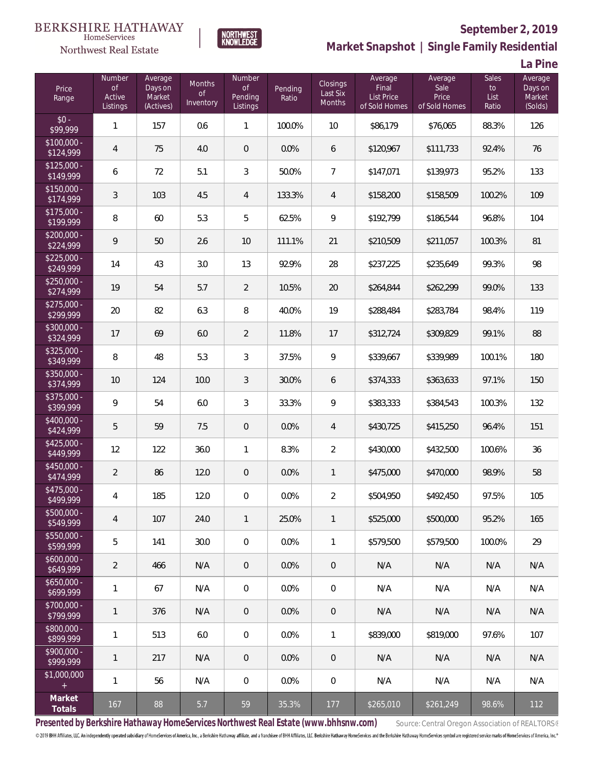BERKSHIRE HATHAWAY HomeServices Northwest Real Estate

NORTHWEST KNOWLEDGE

**September 2, 2019**

**Market Snapshot | Single Family Residential**

**La Pine**

| Price Range | Number of Active Listings | Average Days on Market (Actives) | Months of Inventory | Number of Pending Listings | Pending Ratio | Closings Last Six Months | Average Final List Price of Sold Homes | Average Sale Price of Sold Homes | Sales to List Ratio | Average Days on Market (Solds) |
|---|---|---|---|---|---|---|---|---|---|---|
| $0 - $99,999 | 1 | 157 | 0.6 | 1 | 100.0% | 10 | $86,179 | $76,065 | 88.3% | 126 |
| $100,000 - $124,999 | 4 | 75 | 4.0 | 0 | 0.0% | 6 | $120,967 | $111,733 | 92.4% | 76 |
| $125,000 - $149,999 | 6 | 72 | 5.1 | 3 | 50.0% | 7 | $147,071 | $139,973 | 95.2% | 133 |
| $150,000 - $174,999 | 3 | 103 | 4.5 | 4 | 133.3% | 4 | $158,200 | $158,509 | 100.2% | 109 |
| $175,000 - $199,999 | 8 | 60 | 5.3 | 5 | 62.5% | 9 | $192,799 | $186,544 | 96.8% | 104 |
| $200,000 - $224,999 | 9 | 50 | 2.6 | 10 | 111.1% | 21 | $210,509 | $211,057 | 100.3% | 81 |
| $225,000 - $249,999 | 14 | 43 | 3.0 | 13 | 92.9% | 28 | $237,225 | $235,649 | 99.3% | 98 |
| $250,000 - $274,999 | 19 | 54 | 5.7 | 2 | 10.5% | 20 | $264,844 | $262,299 | 99.0% | 133 |
| $275,000 - $299,999 | 20 | 82 | 6.3 | 8 | 40.0% | 19 | $288,484 | $283,784 | 98.4% | 119 |
| $300,000 - $324,999 | 17 | 69 | 6.0 | 2 | 11.8% | 17 | $312,724 | $309,829 | 99.1% | 88 |
| $325,000 - $349,999 | 8 | 48 | 5.3 | 3 | 37.5% | 9 | $339,667 | $339,989 | 100.1% | 180 |
| $350,000 - $374,999 | 10 | 124 | 10.0 | 3 | 30.0% | 6 | $374,333 | $363,633 | 97.1% | 150 |
| $375,000 - $399,999 | 9 | 54 | 6.0 | 3 | 33.3% | 9 | $383,333 | $384,543 | 100.3% | 132 |
| $400,000 - $424,999 | 5 | 59 | 7.5 | 0 | 0.0% | 4 | $430,725 | $415,250 | 96.4% | 151 |
| $425,000 - $449,999 | 12 | 122 | 36.0 | 1 | 8.3% | 2 | $430,000 | $432,500 | 100.6% | 36 |
| $450,000 - $474,999 | 2 | 86 | 12.0 | 0 | 0.0% | 1 | $475,000 | $470,000 | 98.9% | 58 |
| $475,000 - $499,999 | 4 | 185 | 12.0 | 0 | 0.0% | 2 | $504,950 | $492,450 | 97.5% | 105 |
| $500,000 - $549,999 | 4 | 107 | 24.0 | 1 | 25.0% | 1 | $525,000 | $500,000 | 95.2% | 165 |
| $550,000 - $599,999 | 5 | 141 | 30.0 | 0 | 0.0% | 1 | $579,500 | $579,500 | 100.0% | 29 |
| $600,000 - $649,999 | 2 | 466 | N/A | 0 | 0.0% | 0 | N/A | N/A | N/A | N/A |
| $650,000 - $699,999 | 1 | 67 | N/A | 0 | 0.0% | 0 | N/A | N/A | N/A | N/A |
| $700,000 - $799,999 | 1 | 376 | N/A | 0 | 0.0% | 0 | N/A | N/A | N/A | N/A |
| $800,000 - $899,999 | 1 | 513 | 6.0 | 0 | 0.0% | 1 | $839,000 | $819,000 | 97.6% | 107 |
| $900,000 - $999,999 | 1 | 217 | N/A | 0 | 0.0% | 0 | N/A | N/A | N/A | N/A |
| $1,000,000 + | 1 | 56 | N/A | 0 | 0.0% | 0 | N/A | N/A | N/A | N/A |
| **Market Totals** | 167 | 88 | 5.7 | 59 | 35.3% | 177 | $265,010 | $261,249 | 98.6% | 112 |

**Presented by Berkshire Hathaway HomeServices Northwest Real Estate (www.bhhsnw.com)** Source: Central Oregon Association of REALTORS®

© 2019 BHH Affiliates, LLC. An independently operated subsidiary of HomeServices of America, Inc., a Berkshire Hathaway affiliate, and a franchisee of BHH Affiliates, LLC. Berkshire Hathaway HomeServices and the Berkshire Hathaway HomeServices symbol are registered service marks of HomeServices of America, Inc.®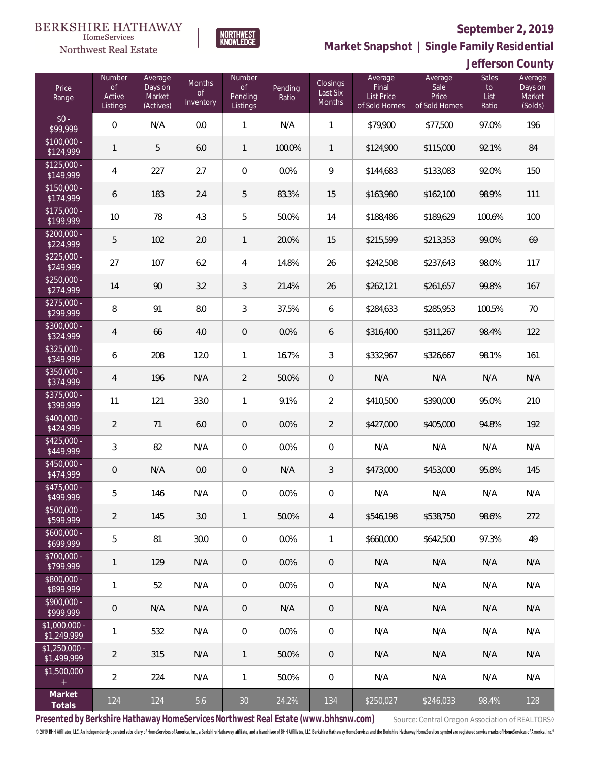BERKSHIRE HATHAWAY HomeServices Northwest Real Estate | NORTHWEST KNOWLEDGE

**September 2, 2019**

## Market Snapshot | Single Family Residential

### Jefferson County

| Price Range | Number of Active Listings | Average Days on Market (Actives) | Months of Inventory | Number of Pending Listings | Pending Ratio | Closings Last Six Months | Average Final List Price of Sold Homes | Average Sale Price of Sold Homes | Sales to List Ratio | Average Days on Market (Solds) |
|---|---|---|---|---|---|---|---|---|---|---|
| $0 - $99,999 | 0 | N/A | 0.0 | 1 | N/A | 1 | $79,900 | $77,500 | 97.0% | 196 |
| $100,000 - $124,999 | 1 | 5 | 6.0 | 1 | 100.0% | 1 | $124,900 | $115,000 | 92.1% | 84 |
| $125,000 - $149,999 | 4 | 227 | 2.7 | 0 | 0.0% | 9 | $144,683 | $133,083 | 92.0% | 150 |
| $150,000 - $174,999 | 6 | 183 | 2.4 | 5 | 83.3% | 15 | $163,980 | $162,100 | 98.9% | 111 |
| $175,000 - $199,999 | 10 | 78 | 4.3 | 5 | 50.0% | 14 | $188,486 | $189,629 | 100.6% | 100 |
| $200,000 - $224,999 | 5 | 102 | 2.0 | 1 | 20.0% | 15 | $215,599 | $213,353 | 99.0% | 69 |
| $225,000 - $249,999 | 27 | 107 | 6.2 | 4 | 14.8% | 26 | $242,508 | $237,643 | 98.0% | 117 |
| $250,000 - $274,999 | 14 | 90 | 3.2 | 3 | 21.4% | 26 | $262,121 | $261,657 | 99.8% | 167 |
| $275,000 - $299,999 | 8 | 91 | 8.0 | 3 | 37.5% | 6 | $284,633 | $285,953 | 100.5% | 70 |
| $300,000 - $324,999 | 4 | 66 | 4.0 | 0 | 0.0% | 6 | $316,400 | $311,267 | 98.4% | 122 |
| $325,000 - $349,999 | 6 | 208 | 12.0 | 1 | 16.7% | 3 | $332,967 | $326,667 | 98.1% | 161 |
| $350,000 - $374,999 | 4 | 196 | N/A | 2 | 50.0% | 0 | N/A | N/A | N/A | N/A |
| $375,000 - $399,999 | 11 | 121 | 33.0 | 1 | 9.1% | 2 | $410,500 | $390,000 | 95.0% | 210 |
| $400,000 - $424,999 | 2 | 71 | 6.0 | 0 | 0.0% | 2 | $427,000 | $405,000 | 94.8% | 192 |
| $425,000 - $449,999 | 3 | 82 | N/A | 0 | 0.0% | 0 | N/A | N/A | N/A | N/A |
| $450,000 - $474,999 | 0 | N/A | 0.0 | 0 | N/A | 3 | $473,000 | $453,000 | 95.8% | 145 |
| $475,000 - $499,999 | 5 | 146 | N/A | 0 | 0.0% | 0 | N/A | N/A | N/A | N/A |
| $500,000 - $599,999 | 2 | 145 | 3.0 | 1 | 50.0% | 4 | $546,198 | $538,750 | 98.6% | 272 |
| $600,000 - $699,999 | 5 | 81 | 30.0 | 0 | 0.0% | 1 | $660,000 | $642,500 | 97.3% | 49 |
| $700,000 - $799,999 | 1 | 129 | N/A | 0 | 0.0% | 0 | N/A | N/A | N/A | N/A |
| $800,000 - $899,999 | 1 | 52 | N/A | 0 | 0.0% | 0 | N/A | N/A | N/A | N/A |
| $900,000 - $999,999 | 0 | N/A | N/A | 0 | N/A | 0 | N/A | N/A | N/A | N/A |
| $1,000,000 - $1,249,999 | 1 | 532 | N/A | 0 | 0.0% | 0 | N/A | N/A | N/A | N/A |
| $1,250,000 - $1,499,999 | 2 | 315 | N/A | 1 | 50.0% | 0 | N/A | N/A | N/A | N/A |
| $1,500,000 + | 2 | 224 | N/A | 1 | 50.0% | 0 | N/A | N/A | N/A | N/A |
| **Market Totals** | 124 | 124 | 5.6 | 30 | 24.2% | 134 | $250,027 | $246,033 | 98.4% | 128 |

**Presented by Berkshire Hathaway HomeServices Northwest Real Estate (www.bhhsnw.com)** Source: Central Oregon Association of REALTORS®

© 2019 BHH Affiliates, LLC. An independently operated subsidiary of HomeServices of America, Inc., a Berkshire Hathaway affiliate, and a franchisee of BHH Affiliates, LLC. Berkshire Hathaway HomeServices and the Berkshire Hathaway HomeServices symbol are registered service marks of HomeServices of America, Inc.®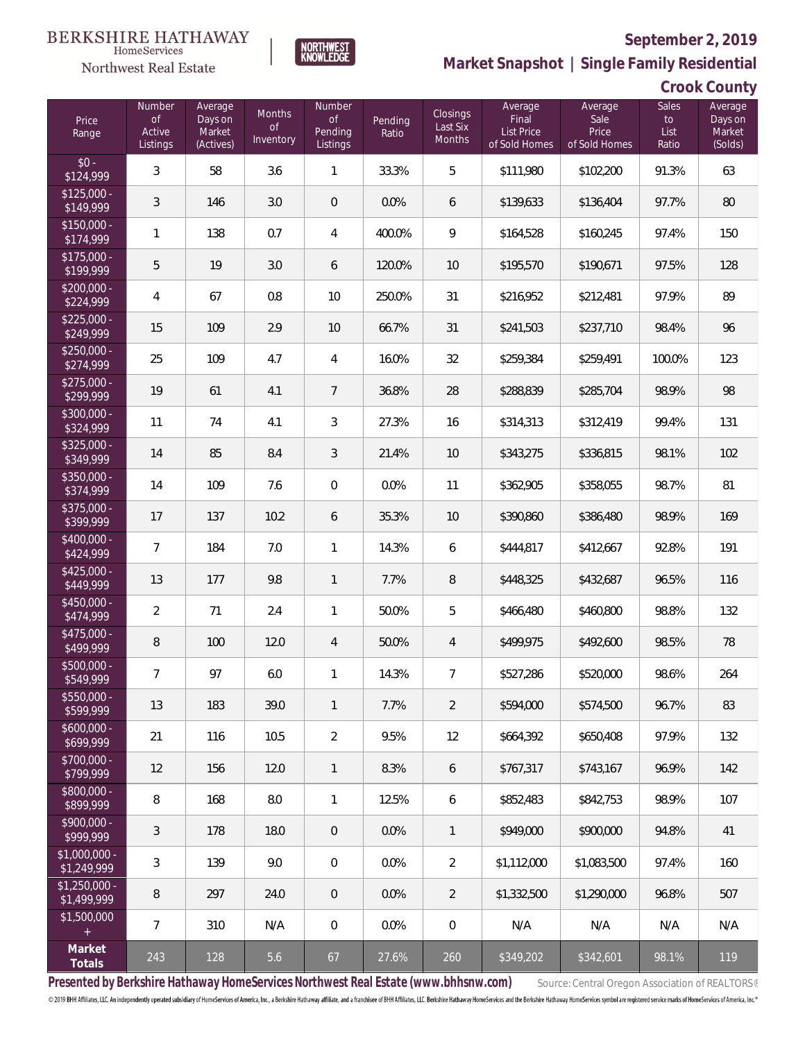BERKSHIRE HATHAWAY HomeServices Northwest Real Estate

NORTHWEST KNOWLEDGE

**September 2, 2019**

## Market Snapshot | Single Family Residential

### Crook County

| Price Range | Number of Active Listings | Average Days on Market (Actives) | Months of Inventory | Number of Pending Listings | Pending Ratio | Closings Last Six Months | Average Final List Price of Sold Homes | Average Sale Price of Sold Homes | Sales to List Ratio | Average Days on Market (Solds) |
|---|---|---|---|---|---|---|---|---|---|---|
| $0 - $124,999 | 3 | 58 | 3.6 | 1 | 33.3% | 5 | $111,980 | $102,200 | 91.3% | 63 |
| $125,000 - $149,999 | 3 | 146 | 3.0 | 0 | 0.0% | 6 | $139,633 | $136,404 | 97.7% | 80 |
| $150,000 - $174,999 | 1 | 138 | 0.7 | 4 | 400.0% | 9 | $164,528 | $160,245 | 97.4% | 150 |
| $175,000 - $199,999 | 5 | 19 | 3.0 | 6 | 120.0% | 10 | $195,570 | $190,671 | 97.5% | 128 |
| $200,000 - $224,999 | 4 | 67 | 0.8 | 10 | 250.0% | 31 | $216,952 | $212,481 | 97.9% | 89 |
| $225,000 - $249,999 | 15 | 109 | 2.9 | 10 | 66.7% | 31 | $241,503 | $237,710 | 98.4% | 96 |
| $250,000 - $274,999 | 25 | 109 | 4.7 | 4 | 16.0% | 32 | $259,384 | $259,491 | 100.0% | 123 |
| $275,000 - $299,999 | 19 | 61 | 4.1 | 7 | 36.8% | 28 | $288,839 | $285,704 | 98.9% | 98 |
| $300,000 - $324,999 | 11 | 74 | 4.1 | 3 | 27.3% | 16 | $314,313 | $312,419 | 99.4% | 131 |
| $325,000 - $349,999 | 14 | 85 | 8.4 | 3 | 21.4% | 10 | $343,275 | $336,815 | 98.1% | 102 |
| $350,000 - $374,999 | 14 | 109 | 7.6 | 0 | 0.0% | 11 | $362,905 | $358,055 | 98.7% | 81 |
| $375,000 - $399,999 | 17 | 137 | 10.2 | 6 | 35.3% | 10 | $390,860 | $386,480 | 98.9% | 169 |
| $400,000 - $424,999 | 7 | 184 | 7.0 | 1 | 14.3% | 6 | $444,817 | $412,667 | 92.8% | 191 |
| $425,000 - $449,999 | 13 | 177 | 9.8 | 1 | 7.7% | 8 | $448,325 | $432,687 | 96.5% | 116 |
| $450,000 - $474,999 | 2 | 71 | 2.4 | 1 | 50.0% | 5 | $466,480 | $460,800 | 98.8% | 132 |
| $475,000 - $499,999 | 8 | 100 | 12.0 | 4 | 50.0% | 4 | $499,975 | $492,600 | 98.5% | 78 |
| $500,000 - $549,999 | 7 | 97 | 6.0 | 1 | 14.3% | 7 | $527,286 | $520,000 | 98.6% | 264 |
| $550,000 - $599,999 | 13 | 183 | 39.0 | 1 | 7.7% | 2 | $594,000 | $574,500 | 96.7% | 83 |
| $600,000 - $699,999 | 21 | 116 | 10.5 | 2 | 9.5% | 12 | $664,392 | $650,408 | 97.9% | 132 |
| $700,000 - $799,999 | 12 | 156 | 12.0 | 1 | 8.3% | 6 | $767,317 | $743,167 | 96.9% | 142 |
| $800,000 - $899,999 | 8 | 168 | 8.0 | 1 | 12.5% | 6 | $852,483 | $842,753 | 98.9% | 107 |
| $900,000 - $999,999 | 3 | 178 | 18.0 | 0 | 0.0% | 1 | $949,000 | $900,000 | 94.8% | 41 |
| $1,000,000 - $1,249,999 | 3 | 139 | 9.0 | 0 | 0.0% | 2 | $1,112,000 | $1,083,500 | 97.4% | 160 |
| $1,250,000 - $1,499,999 | 8 | 297 | 24.0 | 0 | 0.0% | 2 | $1,332,500 | $1,290,000 | 96.8% | 507 |
| $1,500,000 + | 7 | 310 | N/A | 0 | 0.0% | 0 | N/A | N/A | N/A | N/A |
| **Market Totals** | 243 | 128 | 5.6 | 67 | 27.6% | 260 | $349,202 | $342,601 | 98.1% | 119 |

**Presented by Berkshire Hathaway HomeServices Northwest Real Estate (www.bhhsnw.com)**

Source: Central Oregon Association of REALTORS®

© 2019 BHH Affiliates, LLC. An independently operated subsidiary of HomeServices of America, Inc., a Berkshire Hathaway affiliate, and a franchisee of BHH Affiliates, LLC. Berkshire Hathaway HomeServices and the Berkshire Hathaway HomeServices symbol are registered service marks of HomeServices of America, Inc.®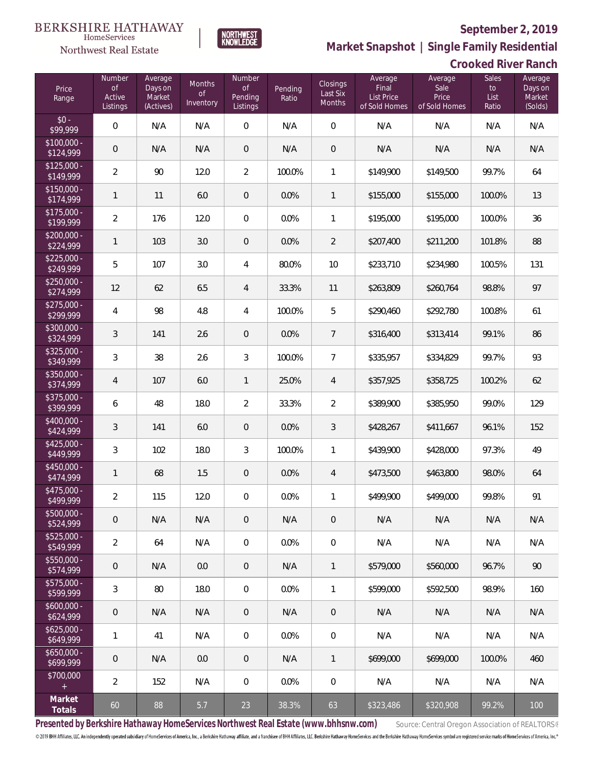BERKSHIRE HATHAWAY HomeServices Northwest Real Estate | NORTHWEST KNOWLEDGE

**September 2, 2019**

## Market Snapshot | Single Family Residential

### Crooked River Ranch

| Price Range | Number of Active Listings | Average Days on Market (Actives) | Months of Inventory | Number of Pending Listings | Pending Ratio | Closings Last Six Months | Average Final List Price of Sold Homes | Average Sale Price of Sold Homes | Sales to List Ratio | Average Days on Market (Solds) |
|---|---|---|---|---|---|---|---|---|---|---|
| $0 - $99,999 | 0 | N/A | N/A | 0 | N/A | 0 | N/A | N/A | N/A | N/A |
| $100,000 - $124,999 | 0 | N/A | N/A | 0 | N/A | 0 | N/A | N/A | N/A | N/A |
| $125,000 - $149,999 | 2 | 90 | 12.0 | 2 | 100.0% | 1 | $149,900 | $149,500 | 99.7% | 64 |
| $150,000 - $174,999 | 1 | 11 | 6.0 | 0 | 0.0% | 1 | $155,000 | $155,000 | 100.0% | 13 |
| $175,000 - $199,999 | 2 | 176 | 12.0 | 0 | 0.0% | 1 | $195,000 | $195,000 | 100.0% | 36 |
| $200,000 - $224,999 | 1 | 103 | 3.0 | 0 | 0.0% | 2 | $207,400 | $211,200 | 101.8% | 88 |
| $225,000 - $249,999 | 5 | 107 | 3.0 | 4 | 80.0% | 10 | $233,710 | $234,980 | 100.5% | 131 |
| $250,000 - $274,999 | 12 | 62 | 6.5 | 4 | 33.3% | 11 | $263,809 | $260,764 | 98.8% | 97 |
| $275,000 - $299,999 | 4 | 98 | 4.8 | 4 | 100.0% | 5 | $290,460 | $292,780 | 100.8% | 61 |
| $300,000 - $324,999 | 3 | 141 | 2.6 | 0 | 0.0% | 7 | $316,400 | $313,414 | 99.1% | 86 |
| $325,000 - $349,999 | 3 | 38 | 2.6 | 3 | 100.0% | 7 | $335,957 | $334,829 | 99.7% | 93 |
| $350,000 - $374,999 | 4 | 107 | 6.0 | 1 | 25.0% | 4 | $357,925 | $358,725 | 100.2% | 62 |
| $375,000 - $399,999 | 6 | 48 | 18.0 | 2 | 33.3% | 2 | $389,900 | $385,950 | 99.0% | 129 |
| $400,000 - $424,999 | 3 | 141 | 6.0 | 0 | 0.0% | 3 | $428,267 | $411,667 | 96.1% | 152 |
| $425,000 - $449,999 | 3 | 102 | 18.0 | 3 | 100.0% | 1 | $439,900 | $428,000 | 97.3% | 49 |
| $450,000 - $474,999 | 1 | 68 | 1.5 | 0 | 0.0% | 4 | $473,500 | $463,800 | 98.0% | 64 |
| $475,000 - $499,999 | 2 | 115 | 12.0 | 0 | 0.0% | 1 | $499,900 | $499,000 | 99.8% | 91 |
| $500,000 - $524,999 | 0 | N/A | N/A | 0 | N/A | 0 | N/A | N/A | N/A | N/A |
| $525,000 - $549,999 | 2 | 64 | N/A | 0 | 0.0% | 0 | N/A | N/A | N/A | N/A |
| $550,000 - $574,999 | 0 | N/A | 0.0 | 0 | N/A | 1 | $579,000 | $560,000 | 96.7% | 90 |
| $575,000 - $599,999 | 3 | 80 | 18.0 | 0 | 0.0% | 1 | $599,000 | $592,500 | 98.9% | 160 |
| $600,000 - $624,999 | 0 | N/A | N/A | 0 | N/A | 0 | N/A | N/A | N/A | N/A |
| $625,000 - $649,999 | 1 | 41 | N/A | 0 | 0.0% | 0 | N/A | N/A | N/A | N/A |
| $650,000 - $699,999 | 0 | N/A | 0.0 | 0 | N/A | 1 | $699,000 | $699,000 | 100.0% | 460 |
| $700,000 + | 2 | 152 | N/A | 0 | 0.0% | 0 | N/A | N/A | N/A | N/A |
| **Market Totals** | 60 | 88 | 5.7 | 23 | 38.3% | 63 | $323,486 | $320,908 | 99.2% | 100 |

**Presented by Berkshire Hathaway HomeServices Northwest Real Estate (www.bhhsnw.com)** Source: Central Oregon Association of REALTORS®

© 2019 BHH Affiliates, LLC. An independently operated subsidiary of HomeServices of America, Inc., a Berkshire Hathaway affiliate, and a franchisee of BHH Affiliates, LLC. Berkshire Hathaway HomeServices and the Berkshire Hathaway HomeServices symbol are registered service marks of HomeServices of America, Inc.®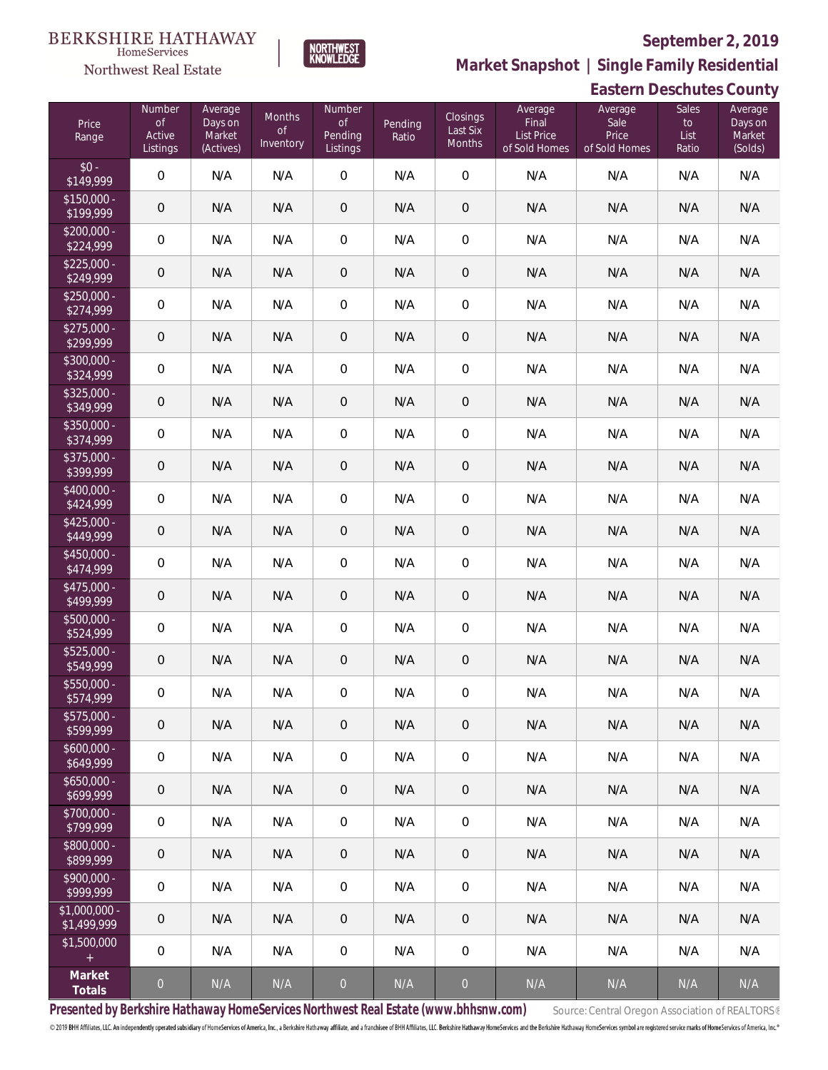BERKSHIRE HATHAWAY HomeServices Northwest Real Estate

NORTHWEST KNOWLEDGE

**September 2, 2019**

**Market Snapshot | Single Family Residential**

**Eastern Deschutes County**

| Price Range | Number of Active Listings | Average Days on Market (Actives) | Months of Inventory | Number of Pending Listings | Pending Ratio | Closings Last Six Months | Average Final List Price of Sold Homes | Average Sale Price of Sold Homes | Sales to List Ratio | Average Days on Market (Solds) |
|---|---|---|---|---|---|---|---|---|---|---|
| $0 - $149,999 | 0 | N/A | N/A | 0 | N/A | 0 | N/A | N/A | N/A | N/A |
| $150,000 - $199,999 | 0 | N/A | N/A | 0 | N/A | 0 | N/A | N/A | N/A | N/A |
| $200,000 - $224,999 | 0 | N/A | N/A | 0 | N/A | 0 | N/A | N/A | N/A | N/A |
| $225,000 - $249,999 | 0 | N/A | N/A | 0 | N/A | 0 | N/A | N/A | N/A | N/A |
| $250,000 - $274,999 | 0 | N/A | N/A | 0 | N/A | 0 | N/A | N/A | N/A | N/A |
| $275,000 - $299,999 | 0 | N/A | N/A | 0 | N/A | 0 | N/A | N/A | N/A | N/A |
| $300,000 - $324,999 | 0 | N/A | N/A | 0 | N/A | 0 | N/A | N/A | N/A | N/A |
| $325,000 - $349,999 | 0 | N/A | N/A | 0 | N/A | 0 | N/A | N/A | N/A | N/A |
| $350,000 - $374,999 | 0 | N/A | N/A | 0 | N/A | 0 | N/A | N/A | N/A | N/A |
| $375,000 - $399,999 | 0 | N/A | N/A | 0 | N/A | 0 | N/A | N/A | N/A | N/A |
| $400,000 - $424,999 | 0 | N/A | N/A | 0 | N/A | 0 | N/A | N/A | N/A | N/A |
| $425,000 - $449,999 | 0 | N/A | N/A | 0 | N/A | 0 | N/A | N/A | N/A | N/A |
| $450,000 - $474,999 | 0 | N/A | N/A | 0 | N/A | 0 | N/A | N/A | N/A | N/A |
| $475,000 - $499,999 | 0 | N/A | N/A | 0 | N/A | 0 | N/A | N/A | N/A | N/A |
| $500,000 - $524,999 | 0 | N/A | N/A | 0 | N/A | 0 | N/A | N/A | N/A | N/A |
| $525,000 - $549,999 | 0 | N/A | N/A | 0 | N/A | 0 | N/A | N/A | N/A | N/A |
| $550,000 - $574,999 | 0 | N/A | N/A | 0 | N/A | 0 | N/A | N/A | N/A | N/A |
| $575,000 - $599,999 | 0 | N/A | N/A | 0 | N/A | 0 | N/A | N/A | N/A | N/A |
| $600,000 - $649,999 | 0 | N/A | N/A | 0 | N/A | 0 | N/A | N/A | N/A | N/A |
| $650,000 - $699,999 | 0 | N/A | N/A | 0 | N/A | 0 | N/A | N/A | N/A | N/A |
| $700,000 - $799,999 | 0 | N/A | N/A | 0 | N/A | 0 | N/A | N/A | N/A | N/A |
| $800,000 - $899,999 | 0 | N/A | N/A | 0 | N/A | 0 | N/A | N/A | N/A | N/A |
| $900,000 - $999,999 | 0 | N/A | N/A | 0 | N/A | 0 | N/A | N/A | N/A | N/A |
| $1,000,000 - $1,499,999 | 0 | N/A | N/A | 0 | N/A | 0 | N/A | N/A | N/A | N/A |
| $1,500,000 + | 0 | N/A | N/A | 0 | N/A | 0 | N/A | N/A | N/A | N/A |
| **Market Totals** | 0 | N/A | N/A | 0 | N/A | 0 | N/A | N/A | N/A | N/A |

**Presented by Berkshire Hathaway HomeServices Northwest Real Estate (www.bhhsnw.com)**

Source: Central Oregon Association of REALTORS®

© 2019 BHH Affiliates, LLC. An independently operated subsidiary of HomeServices of America, Inc., a Berkshire Hathaway affiliate, and a franchisee of BHH Affiliates, LLC. Berkshire Hathaway HomeServices and the Berkshire Hathaway HomeServices symbol are registered service marks of HomeServices of America, Inc.®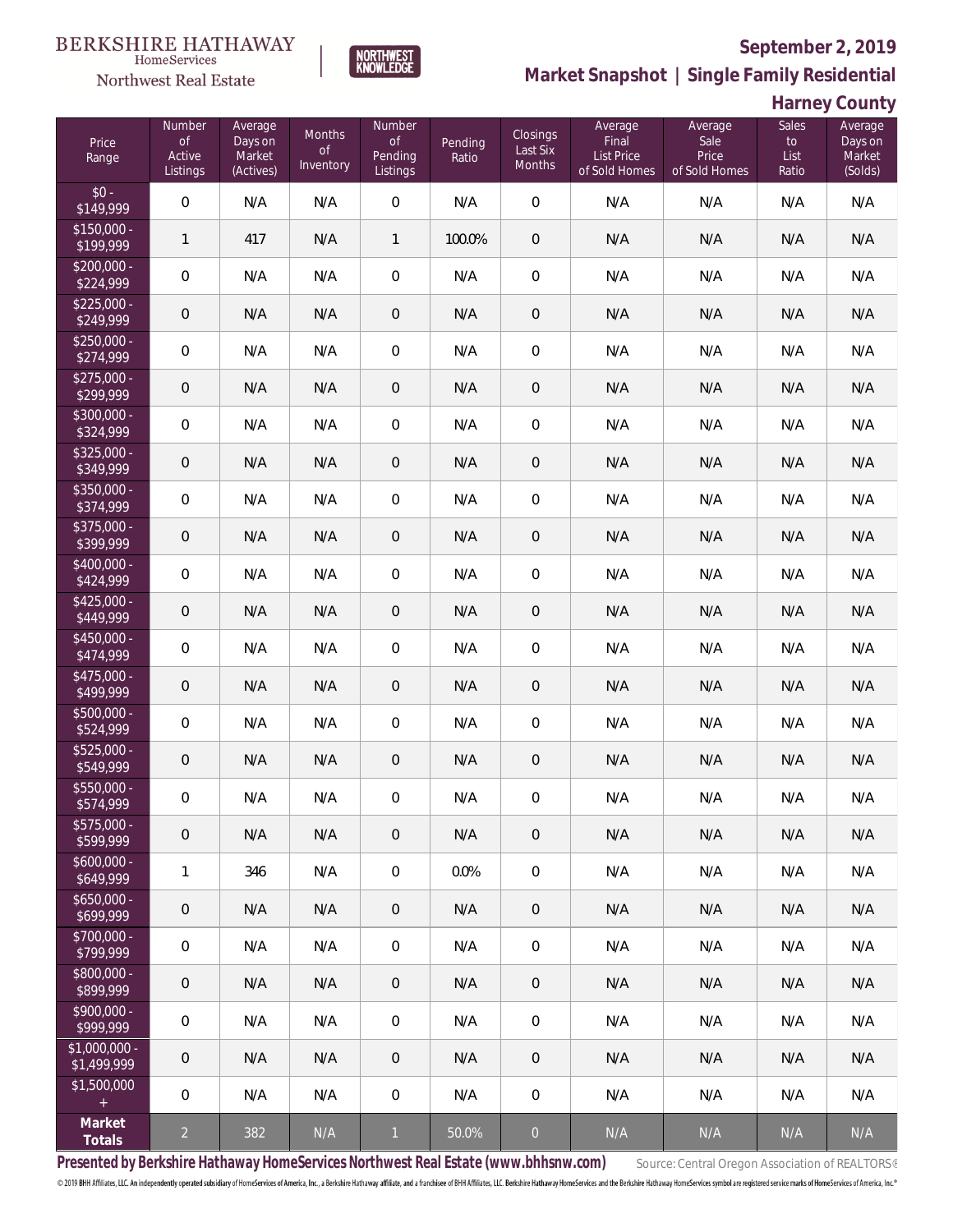**September 2, 2019**

**Market Snapshot | Single Family Residential**

**Harney County**

| Price Range | Number of Active Listings | Average Days on Market (Actives) | Months of Inventory | Number of Pending Listings | Pending Ratio | Closings Last Six Months | Average Final List Price of Sold Homes | Average Sale Price of Sold Homes | Sales to List Ratio | Average Days on Market (Solds) |
|---|---|---|---|---|---|---|---|---|---|---|
| $0 - $149,999 | 0 | N/A | N/A | 0 | N/A | 0 | N/A | N/A | N/A | N/A |
| $150,000 - $199,999 | 1 | 417 | N/A | 1 | 100.0% | 0 | N/A | N/A | N/A | N/A |
| $200,000 - $224,999 | 0 | N/A | N/A | 0 | N/A | 0 | N/A | N/A | N/A | N/A |
| $225,000 - $249,999 | 0 | N/A | N/A | 0 | N/A | 0 | N/A | N/A | N/A | N/A |
| $250,000 - $274,999 | 0 | N/A | N/A | 0 | N/A | 0 | N/A | N/A | N/A | N/A |
| $275,000 - $299,999 | 0 | N/A | N/A | 0 | N/A | 0 | N/A | N/A | N/A | N/A |
| $300,000 - $324,999 | 0 | N/A | N/A | 0 | N/A | 0 | N/A | N/A | N/A | N/A |
| $325,000 - $349,999 | 0 | N/A | N/A | 0 | N/A | 0 | N/A | N/A | N/A | N/A |
| $350,000 - $374,999 | 0 | N/A | N/A | 0 | N/A | 0 | N/A | N/A | N/A | N/A |
| $375,000 - $399,999 | 0 | N/A | N/A | 0 | N/A | 0 | N/A | N/A | N/A | N/A |
| $400,000 - $424,999 | 0 | N/A | N/A | 0 | N/A | 0 | N/A | N/A | N/A | N/A |
| $425,000 - $449,999 | 0 | N/A | N/A | 0 | N/A | 0 | N/A | N/A | N/A | N/A |
| $450,000 - $474,999 | 0 | N/A | N/A | 0 | N/A | 0 | N/A | N/A | N/A | N/A |
| $475,000 - $499,999 | 0 | N/A | N/A | 0 | N/A | 0 | N/A | N/A | N/A | N/A |
| $500,000 - $524,999 | 0 | N/A | N/A | 0 | N/A | 0 | N/A | N/A | N/A | N/A |
| $525,000 - $549,999 | 0 | N/A | N/A | 0 | N/A | 0 | N/A | N/A | N/A | N/A |
| $550,000 - $574,999 | 0 | N/A | N/A | 0 | N/A | 0 | N/A | N/A | N/A | N/A |
| $575,000 - $599,999 | 0 | N/A | N/A | 0 | N/A | 0 | N/A | N/A | N/A | N/A |
| $600,000 - $649,999 | 1 | 346 | N/A | 0 | 0.0% | 0 | N/A | N/A | N/A | N/A |
| $650,000 - $699,999 | 0 | N/A | N/A | 0 | N/A | 0 | N/A | N/A | N/A | N/A |
| $700,000 - $799,999 | 0 | N/A | N/A | 0 | N/A | 0 | N/A | N/A | N/A | N/A |
| $800,000 - $899,999 | 0 | N/A | N/A | 0 | N/A | 0 | N/A | N/A | N/A | N/A |
| $900,000 - $999,999 | 0 | N/A | N/A | 0 | N/A | 0 | N/A | N/A | N/A | N/A |
| $1,000,000 - $1,499,999 | 0 | N/A | N/A | 0 | N/A | 0 | N/A | N/A | N/A | N/A |
| $1,500,000 + | 0 | N/A | N/A | 0 | N/A | 0 | N/A | N/A | N/A | N/A |
| **Market Totals** | 2 | 382 | N/A | 1 | 50.0% | 0 | N/A | N/A | N/A | N/A |

**Presented by Berkshire Hathaway HomeServices Northwest Real Estate (www.bhhsnw.com)** Source: Central Oregon Association of REALTORS®

© 2019 BHH Affiliates, LLC. An independently operated subsidiary of HomeServices of America, Inc., a Berkshire Hathaway affiliate, and a franchisee of BHH Affiliates, LLC. Berkshire Hathaway HomeServices and the Berkshire Hathaway HomeServices symbol are registered service marks of HomeServices of America, Inc.®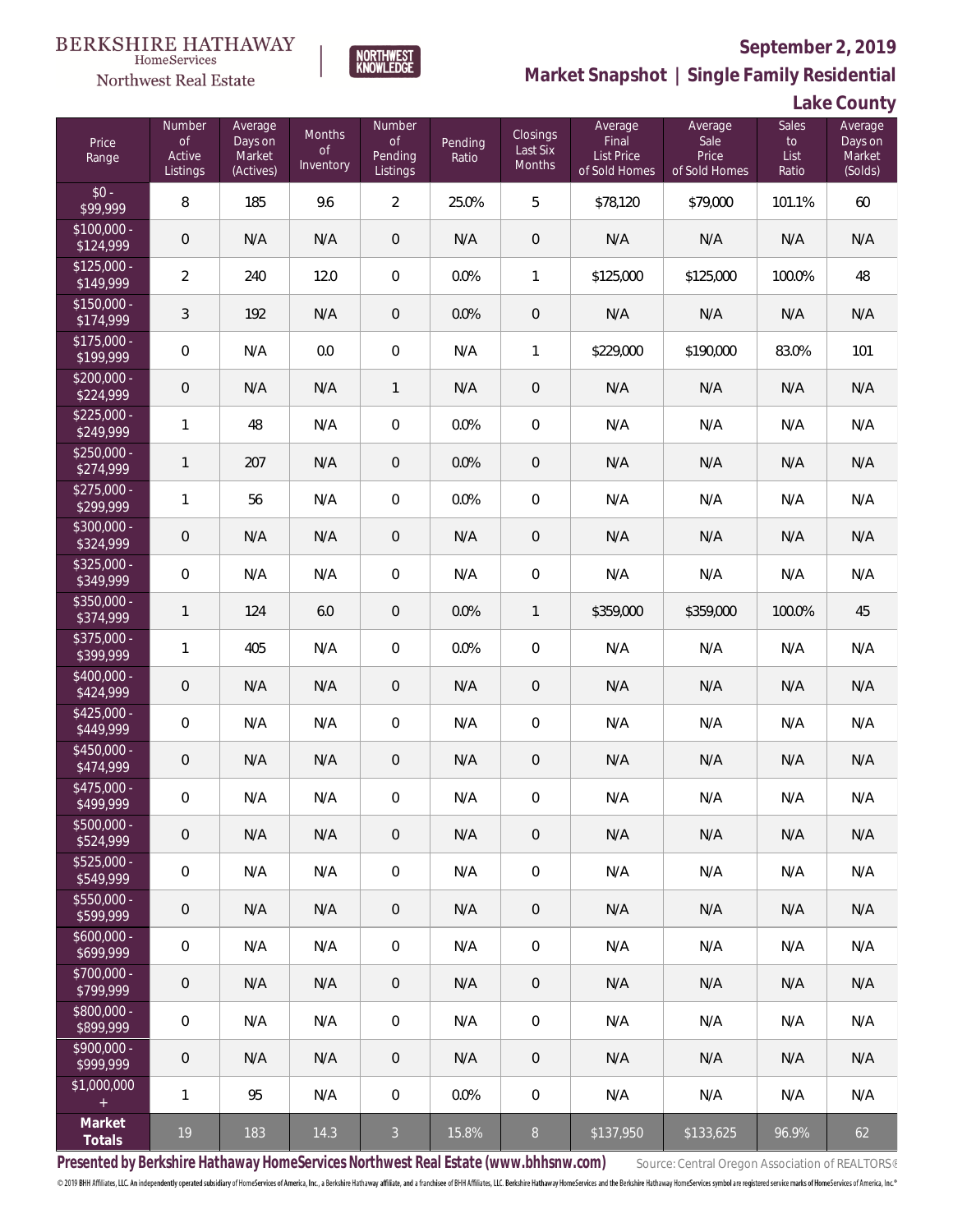BERKSHIRE HATHAWAY HomeServices Northwest Real Estate | NORTHWEST KNOWLEDGE

## September 2, 2019

## Market Snapshot | Single Family Residential

## Lake County

| Price Range | Number of Active Listings | Average Days on Market (Actives) | Months of Inventory | Number of Pending Listings | Pending Ratio | Closings Last Six Months | Average Final List Price of Sold Homes | Average Sale Price of Sold Homes | Sales to List Ratio | Average Days on Market (Solds) |
|---|---|---|---|---|---|---|---|---|---|---|
| $0 - $99,999 | 8 | 185 | 9.6 | 2 | 25.0% | 5 | $78,120 | $79,000 | 101.1% | 60 |
| $100,000 - $124,999 | 0 | N/A | N/A | 0 | N/A | 0 | N/A | N/A | N/A | N/A |
| $125,000 - $149,999 | 2 | 240 | 12.0 | 0 | 0.0% | 1 | $125,000 | $125,000 | 100.0% | 48 |
| $150,000 - $174,999 | 3 | 192 | N/A | 0 | 0.0% | 0 | N/A | N/A | N/A | N/A |
| $175,000 - $199,999 | 0 | N/A | 0.0 | 0 | N/A | 1 | $229,000 | $190,000 | 83.0% | 101 |
| $200,000 - $224,999 | 0 | N/A | N/A | 1 | N/A | 0 | N/A | N/A | N/A | N/A |
| $225,000 - $249,999 | 1 | 48 | N/A | 0 | 0.0% | 0 | N/A | N/A | N/A | N/A |
| $250,000 - $274,999 | 1 | 207 | N/A | 0 | 0.0% | 0 | N/A | N/A | N/A | N/A |
| $275,000 - $299,999 | 1 | 56 | N/A | 0 | 0.0% | 0 | N/A | N/A | N/A | N/A |
| $300,000 - $324,999 | 0 | N/A | N/A | 0 | N/A | 0 | N/A | N/A | N/A | N/A |
| $325,000 - $349,999 | 0 | N/A | N/A | 0 | N/A | 0 | N/A | N/A | N/A | N/A |
| $350,000 - $374,999 | 1 | 124 | 6.0 | 0 | 0.0% | 1 | $359,000 | $359,000 | 100.0% | 45 |
| $375,000 - $399,999 | 1 | 405 | N/A | 0 | 0.0% | 0 | N/A | N/A | N/A | N/A |
| $400,000 - $424,999 | 0 | N/A | N/A | 0 | N/A | 0 | N/A | N/A | N/A | N/A |
| $425,000 - $449,999 | 0 | N/A | N/A | 0 | N/A | 0 | N/A | N/A | N/A | N/A |
| $450,000 - $474,999 | 0 | N/A | N/A | 0 | N/A | 0 | N/A | N/A | N/A | N/A |
| $475,000 - $499,999 | 0 | N/A | N/A | 0 | N/A | 0 | N/A | N/A | N/A | N/A |
| $500,000 - $524,999 | 0 | N/A | N/A | 0 | N/A | 0 | N/A | N/A | N/A | N/A |
| $525,000 - $549,999 | 0 | N/A | N/A | 0 | N/A | 0 | N/A | N/A | N/A | N/A |
| $550,000 - $599,999 | 0 | N/A | N/A | 0 | N/A | 0 | N/A | N/A | N/A | N/A |
| $600,000 - $699,999 | 0 | N/A | N/A | 0 | N/A | 0 | N/A | N/A | N/A | N/A |
| $700,000 - $799,999 | 0 | N/A | N/A | 0 | N/A | 0 | N/A | N/A | N/A | N/A |
| $800,000 - $899,999 | 0 | N/A | N/A | 0 | N/A | 0 | N/A | N/A | N/A | N/A |
| $900,000 - $999,999 | 0 | N/A | N/A | 0 | N/A | 0 | N/A | N/A | N/A | N/A |
| $1,000,000 + | 1 | 95 | N/A | 0 | 0.0% | 0 | N/A | N/A | N/A | N/A |
| **Market Totals** | 19 | 183 | 14.3 | 3 | 15.8% | 8 | $137,950 | $133,625 | 96.9% | 62 |

**Presented by Berkshire Hathaway HomeServices Northwest Real Estate (www.bhhsnw.com)**

Source: Central Oregon Association of REALTORS®

© 2019 BHH Affiliates, LLC. An independently operated subsidiary of HomeServices of America, Inc., a Berkshire Hathaway affiliate, and a franchisee of BHH Affiliates, LLC. Berkshire Hathaway HomeServices and the Berkshire Hathaway HomeServices symbol are registered service marks of HomeServices of America, Inc.®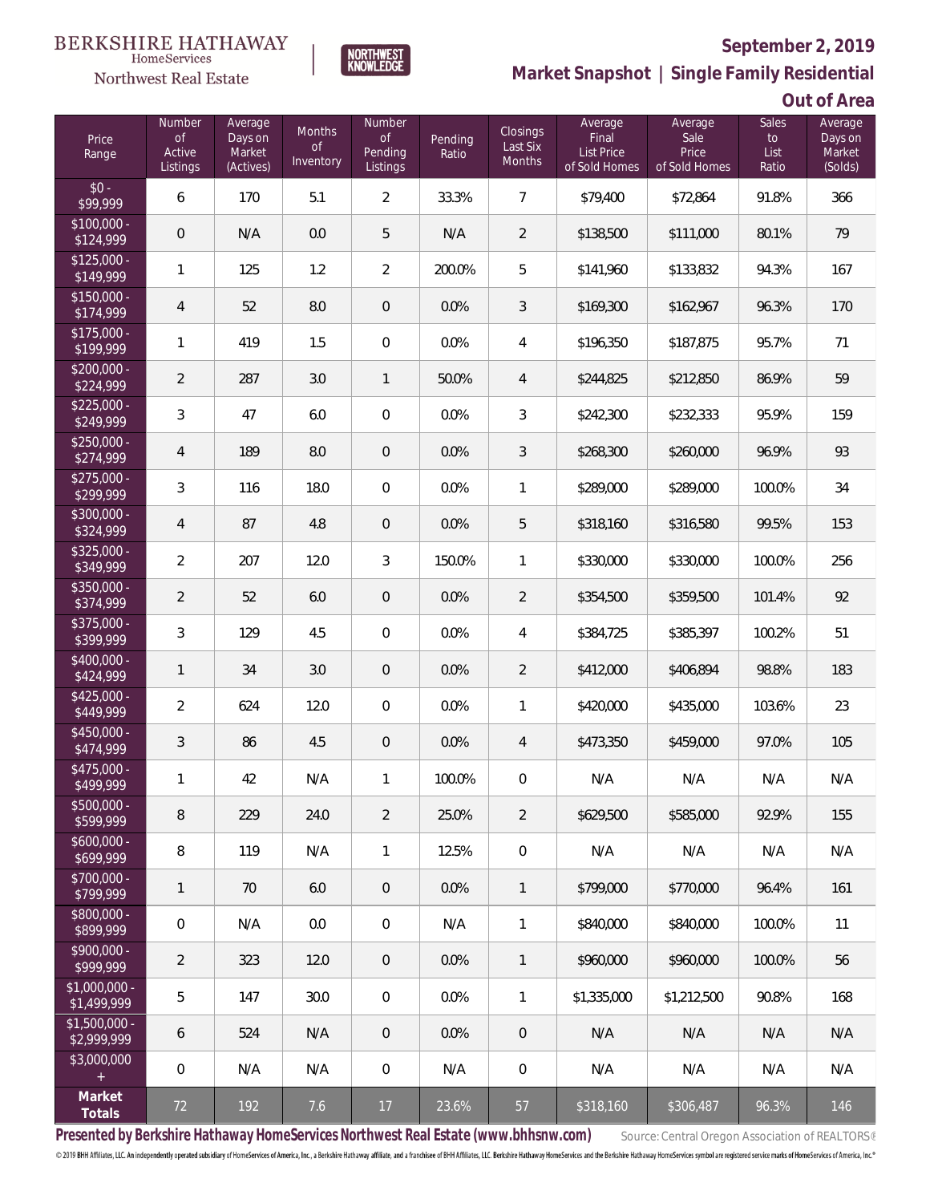BERKSHIRE HATHAWAY HomeServices Northwest Real Estate

NORTHWEST KNOWLEDGE

# September 2, 2019

## Market Snapshot | Single Family Residential

## Out of Area

| Price Range | Number of Active Listings | Average Days on Market (Actives) | Months of Inventory | Number of Pending Listings | Pending Ratio | Closings Last Six Months | Average Final List Price of Sold Homes | Average Sale Price of Sold Homes | Sales to List Ratio | Average Days on Market (Solds) |
|---|---|---|---|---|---|---|---|---|---|---|
| $0 - $99,999 | 6 | 170 | 5.1 | 2 | 33.3% | 7 | $79,400 | $72,864 | 91.8% | 366 |
| $100,000 - $124,999 | 0 | N/A | 0.0 | 5 | N/A | 2 | $138,500 | $111,000 | 80.1% | 79 |
| $125,000 - $149,999 | 1 | 125 | 1.2 | 2 | 200.0% | 5 | $141,960 | $133,832 | 94.3% | 167 |
| $150,000 - $174,999 | 4 | 52 | 8.0 | 0 | 0.0% | 3 | $169,300 | $162,967 | 96.3% | 170 |
| $175,000 - $199,999 | 1 | 419 | 1.5 | 0 | 0.0% | 4 | $196,350 | $187,875 | 95.7% | 71 |
| $200,000 - $224,999 | 2 | 287 | 3.0 | 1 | 50.0% | 4 | $244,825 | $212,850 | 86.9% | 59 |
| $225,000 - $249,999 | 3 | 47 | 6.0 | 0 | 0.0% | 3 | $242,300 | $232,333 | 95.9% | 159 |
| $250,000 - $274,999 | 4 | 189 | 8.0 | 0 | 0.0% | 3 | $268,300 | $260,000 | 96.9% | 93 |
| $275,000 - $299,999 | 3 | 116 | 18.0 | 0 | 0.0% | 1 | $289,000 | $289,000 | 100.0% | 34 |
| $300,000 - $324,999 | 4 | 87 | 4.8 | 0 | 0.0% | 5 | $318,160 | $316,580 | 99.5% | 153 |
| $325,000 - $349,999 | 2 | 207 | 12.0 | 3 | 150.0% | 1 | $330,000 | $330,000 | 100.0% | 256 |
| $350,000 - $374,999 | 2 | 52 | 6.0 | 0 | 0.0% | 2 | $354,500 | $359,500 | 101.4% | 92 |
| $375,000 - $399,999 | 3 | 129 | 4.5 | 0 | 0.0% | 4 | $384,725 | $385,397 | 100.2% | 51 |
| $400,000 - $424,999 | 1 | 34 | 3.0 | 0 | 0.0% | 2 | $412,000 | $406,894 | 98.8% | 183 |
| $425,000 - $449,999 | 2 | 624 | 12.0 | 0 | 0.0% | 1 | $420,000 | $435,000 | 103.6% | 23 |
| $450,000 - $474,999 | 3 | 86 | 4.5 | 0 | 0.0% | 4 | $473,350 | $459,000 | 97.0% | 105 |
| $475,000 - $499,999 | 1 | 42 | N/A | 1 | 100.0% | 0 | N/A | N/A | N/A | N/A |
| $500,000 - $599,999 | 8 | 229 | 24.0 | 2 | 25.0% | 2 | $629,500 | $585,000 | 92.9% | 155 |
| $600,000 - $699,999 | 8 | 119 | N/A | 1 | 12.5% | 0 | N/A | N/A | N/A | N/A |
| $700,000 - $799,999 | 1 | 70 | 6.0 | 0 | 0.0% | 1 | $799,000 | $770,000 | 96.4% | 161 |
| $800,000 - $899,999 | 0 | N/A | 0.0 | 0 | N/A | 1 | $840,000 | $840,000 | 100.0% | 11 |
| $900,000 - $999,999 | 2 | 323 | 12.0 | 0 | 0.0% | 1 | $960,000 | $960,000 | 100.0% | 56 |
| $1,000,000 - $1,499,999 | 5 | 147 | 30.0 | 0 | 0.0% | 1 | $1,335,000 | $1,212,500 | 90.8% | 168 |
| $1,500,000 - $2,999,999 | 6 | 524 | N/A | 0 | 0.0% | 0 | N/A | N/A | N/A | N/A |
| $3,000,000 + | 0 | N/A | N/A | 0 | N/A | 0 | N/A | N/A | N/A | N/A |
| **Market Totals** | 72 | 192 | 7.6 | 17 | 23.6% | 57 | $318,160 | $306,487 | 96.3% | 146 |

**Presented by Berkshire Hathaway HomeServices Northwest Real Estate (www.bhhsnw.com)** Source: Central Oregon Association of REALTORS®

© 2019 BHH Affiliates, LLC. An independently operated subsidiary of HomeServices of America, Inc., a Berkshire Hathaway affiliate, and a franchisee of BHH Affiliates, LLC. Berkshire Hathaway HomeServices and the Berkshire Hathaway HomeServices symbol are registered service marks of HomeServices of America, Inc.®